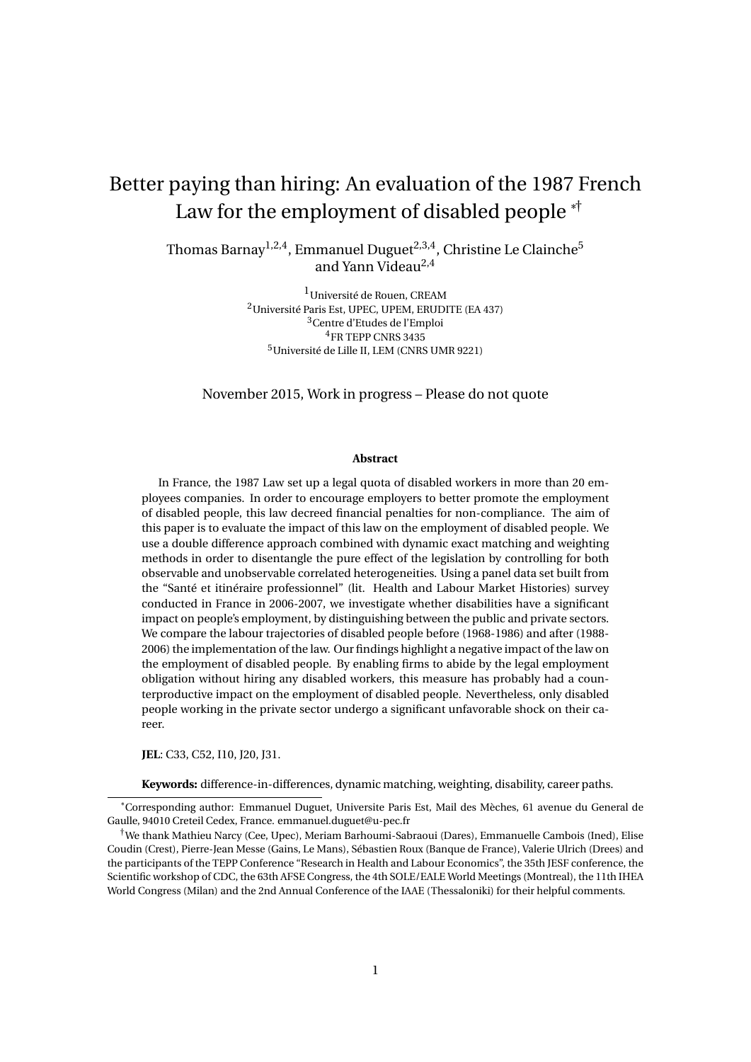# Better paying than hiring: An evaluation of the 1987 French Law for the employment of disabled people *†

Thomas Barnay[1,2,4], Emmanuel Duguet[2,3,4], Christine Le Clainche[5] and Yann Videau[2,4]

[1]Université de Rouen, CREAM
[2]Université Paris Est, UPEC, UPEM, ERUDITE (EA 437)
[3]Centre d'Etudes de l'Emploi
[4]FR TEPP CNRS 3435
[5]Université de Lille II, LEM (CNRS UMR 9221)

November 2015, Work in progress – Please do not quote

**Abstract**

In France, the 1987 Law set up a legal quota of disabled workers in more than 20 employees companies. In order to encourage employers to better promote the employment of disabled people, this law decreed financial penalties for non-compliance. The aim of this paper is to evaluate the impact of this law on the employment of disabled people. We use a double difference approach combined with dynamic exact matching and weighting methods in order to disentangle the pure effect of the legislation by controlling for both observable and unobservable correlated heterogeneities. Using a panel data set built from the "Santé et itinéraire professionnel" (lit. Health and Labour Market Histories) survey conducted in France in 2006-2007, we investigate whether disabilities have a significant impact on people's employment, by distinguishing between the public and private sectors. We compare the labour trajectories of disabled people before (1968-1986) and after (1988-2006) the implementation of the law. Our findings highlight a negative impact of the law on the employment of disabled people. By enabling firms to abide by the legal employment obligation without hiring any disabled workers, this measure has probably had a counterproductive impact on the employment of disabled people. Nevertheless, only disabled people working in the private sector undergo a significant unfavorable shock on their career.

**JEL**: C33, C52, I10, J20, J31.

**Keywords:** difference-in-differences, dynamic matching, weighting, disability, career paths.

---

*Corresponding author: Emmanuel Duguet, Universite Paris Est, Mail des Mèches, 61 avenue du General de Gaulle, 94010 Creteil Cedex, France. emmanuel.duguet@u-pec.fr

†We thank Mathieu Narcy (Cee, Upec), Meriam Barhoumi-Sabraoui (Dares), Emmanuelle Cambois (Ined), Elise Coudin (Crest), Pierre-Jean Messe (Gains, Le Mans), Sébastien Roux (Banque de France), Valerie Ulrich (Drees) and the participants of the TEPP Conference "Research in Health and Labour Economics", the 35th JESF conference, the Scientific workshop of CDC, the 63th AFSE Congress, the 4th SOLE/EALE World Meetings (Montreal), the 11th IHEA World Congress (Milan) and the 2nd Annual Conference of the IAAE (Thessaloniki) for their helpful comments.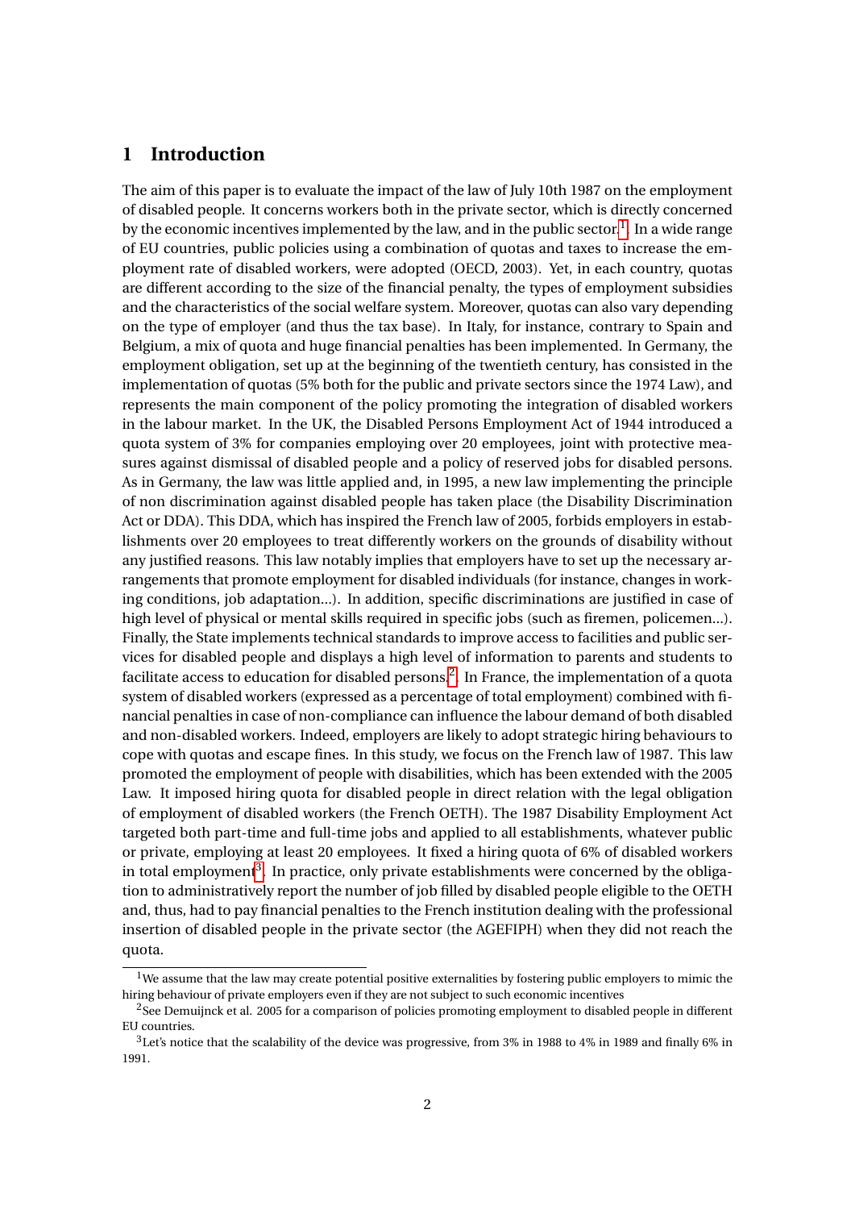# 1 Introduction

The aim of this paper is to evaluate the impact of the law of July 10th 1987 on the employment of disabled people. It concerns workers both in the private sector, which is directly concerned by the economic incentives implemented by the law, and in the public sector[1]. In a wide range of EU countries, public policies using a combination of quotas and taxes to increase the employment rate of disabled workers, were adopted (OECD, 2003). Yet, in each country, quotas are different according to the size of the financial penalty, the types of employment subsidies and the characteristics of the social welfare system. Moreover, quotas can also vary depending on the type of employer (and thus the tax base). In Italy, for instance, contrary to Spain and Belgium, a mix of quota and huge financial penalties has been implemented. In Germany, the employment obligation, set up at the beginning of the twentieth century, has consisted in the implementation of quotas (5% both for the public and private sectors since the 1974 Law), and represents the main component of the policy promoting the integration of disabled workers in the labour market. In the UK, the Disabled Persons Employment Act of 1944 introduced a quota system of 3% for companies employing over 20 employees, joint with protective measures against dismissal of disabled people and a policy of reserved jobs for disabled persons. As in Germany, the law was little applied and, in 1995, a new law implementing the principle of non discrimination against disabled people has taken place (the Disability Discrimination Act or DDA). This DDA, which has inspired the French law of 2005, forbids employers in establishments over 20 employees to treat differently workers on the grounds of disability without any justified reasons. This law notably implies that employers have to set up the necessary arrangements that promote employment for disabled individuals (for instance, changes in working conditions, job adaptation...). In addition, specific discriminations are justified in case of high level of physical or mental skills required in specific jobs (such as firemen, policemen...). Finally, the State implements technical standards to improve access to facilities and public services for disabled people and displays a high level of information to parents and students to facilitate access to education for disabled persons[2]. In France, the implementation of a quota system of disabled workers (expressed as a percentage of total employment) combined with financial penalties in case of non-compliance can influence the labour demand of both disabled and non-disabled workers. Indeed, employers are likely to adopt strategic hiring behaviours to cope with quotas and escape fines. In this study, we focus on the French law of 1987. This law promoted the employment of people with disabilities, which has been extended with the 2005 Law. It imposed hiring quota for disabled people in direct relation with the legal obligation of employment of disabled workers (the French OETH). The 1987 Disability Employment Act targeted both part-time and full-time jobs and applied to all establishments, whatever public or private, employing at least 20 employees. It fixed a hiring quota of 6% of disabled workers in total employment[3]. In practice, only private establishments were concerned by the obligation to administratively report the number of job filled by disabled people eligible to the OETH and, thus, had to pay financial penalties to the French institution dealing with the professional insertion of disabled people in the private sector (the AGEFIPH) when they did not reach the quota.

[1] We assume that the law may create potential positive externalities by fostering public employers to mimic the hiring behaviour of private employers even if they are not subject to such economic incentives

[2] See Demuijnck et al. 2005 for a comparison of policies promoting employment to disabled people in different EU countries.

[3] Let's notice that the scalability of the device was progressive, from 3% in 1988 to 4% in 1989 and finally 6% in 1991.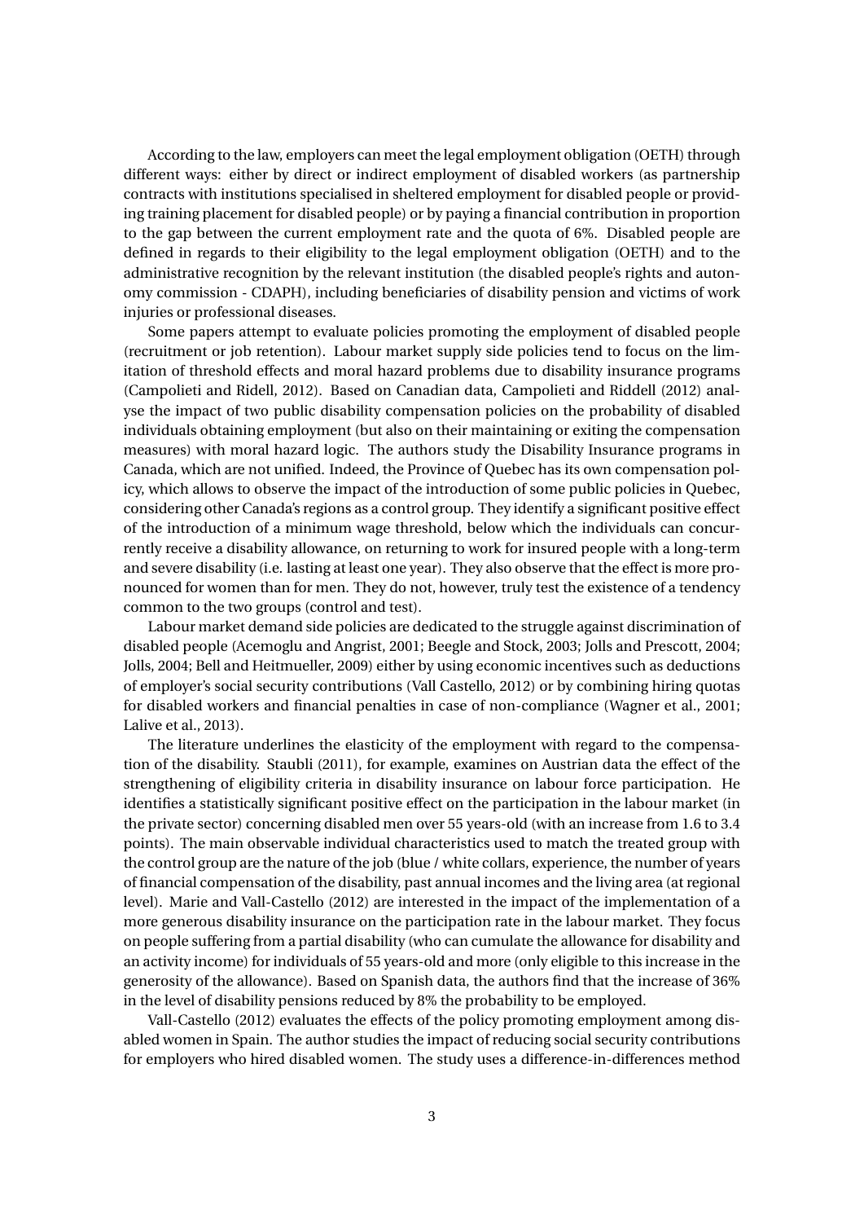According to the law, employers can meet the legal employment obligation (OETH) through different ways: either by direct or indirect employment of disabled workers (as partnership contracts with institutions specialised in sheltered employment for disabled people or providing training placement for disabled people) or by paying a financial contribution in proportion to the gap between the current employment rate and the quota of 6%. Disabled people are defined in regards to their eligibility to the legal employment obligation (OETH) and to the administrative recognition by the relevant institution (the disabled people's rights and autonomy commission - CDAPH), including beneficiaries of disability pension and victims of work injuries or professional diseases.

Some papers attempt to evaluate policies promoting the employment of disabled people (recruitment or job retention). Labour market supply side policies tend to focus on the limitation of threshold effects and moral hazard problems due to disability insurance programs (Campolieti and Ridell, 2012). Based on Canadian data, Campolieti and Riddell (2012) analyse the impact of two public disability compensation policies on the probability of disabled individuals obtaining employment (but also on their maintaining or exiting the compensation measures) with moral hazard logic. The authors study the Disability Insurance programs in Canada, which are not unified. Indeed, the Province of Quebec has its own compensation policy, which allows to observe the impact of the introduction of some public policies in Quebec, considering other Canada's regions as a control group. They identify a significant positive effect of the introduction of a minimum wage threshold, below which the individuals can concurrently receive a disability allowance, on returning to work for insured people with a long-term and severe disability (i.e. lasting at least one year). They also observe that the effect is more pronounced for women than for men. They do not, however, truly test the existence of a tendency common to the two groups (control and test).

Labour market demand side policies are dedicated to the struggle against discrimination of disabled people (Acemoglu and Angrist, 2001; Beegle and Stock, 2003; Jolls and Prescott, 2004; Jolls, 2004; Bell and Heitmueller, 2009) either by using economic incentives such as deductions of employer's social security contributions (Vall Castello, 2012) or by combining hiring quotas for disabled workers and financial penalties in case of non-compliance (Wagner et al., 2001; Lalive et al., 2013).

The literature underlines the elasticity of the employment with regard to the compensation of the disability. Staubli (2011), for example, examines on Austrian data the effect of the strengthening of eligibility criteria in disability insurance on labour force participation. He identifies a statistically significant positive effect on the participation in the labour market (in the private sector) concerning disabled men over 55 years-old (with an increase from 1.6 to 3.4 points). The main observable individual characteristics used to match the treated group with the control group are the nature of the job (blue / white collars, experience, the number of years of financial compensation of the disability, past annual incomes and the living area (at regional level). Marie and Vall-Castello (2012) are interested in the impact of the implementation of a more generous disability insurance on the participation rate in the labour market. They focus on people suffering from a partial disability (who can cumulate the allowance for disability and an activity income) for individuals of 55 years-old and more (only eligible to this increase in the generosity of the allowance). Based on Spanish data, the authors find that the increase of 36% in the level of disability pensions reduced by 8% the probability to be employed.

Vall-Castello (2012) evaluates the effects of the policy promoting employment among disabled women in Spain. The author studies the impact of reducing social security contributions for employers who hired disabled women. The study uses a difference-in-differences method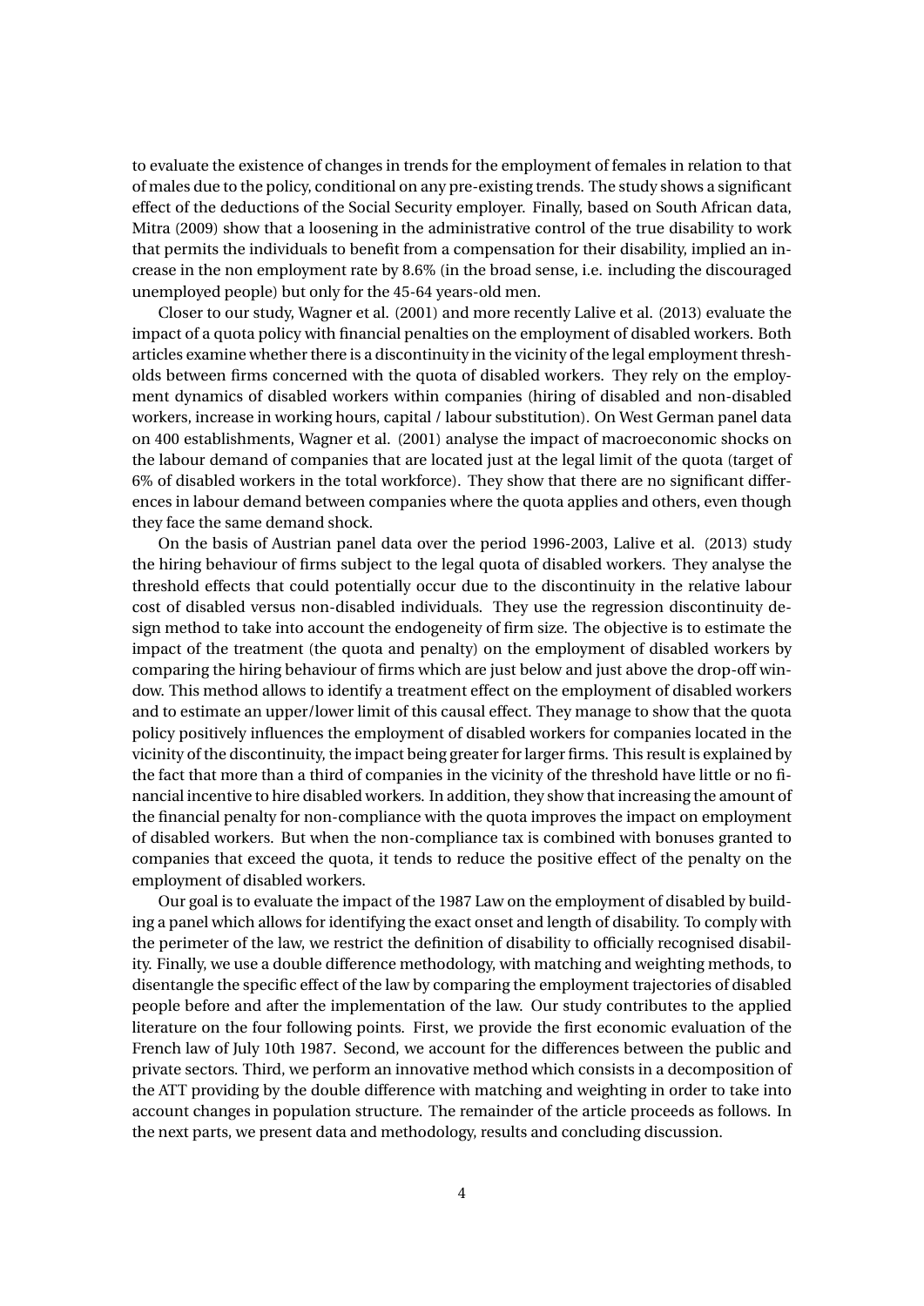to evaluate the existence of changes in trends for the employment of females in relation to that of males due to the policy, conditional on any pre-existing trends. The study shows a significant effect of the deductions of the Social Security employer. Finally, based on South African data, Mitra (2009) show that a loosening in the administrative control of the true disability to work that permits the individuals to benefit from a compensation for their disability, implied an increase in the non employment rate by 8.6% (in the broad sense, i.e. including the discouraged unemployed people) but only for the 45-64 years-old men.

Closer to our study, Wagner et al. (2001) and more recently Lalive et al. (2013) evaluate the impact of a quota policy with financial penalties on the employment of disabled workers. Both articles examine whether there is a discontinuity in the vicinity of the legal employment thresholds between firms concerned with the quota of disabled workers. They rely on the employment dynamics of disabled workers within companies (hiring of disabled and non-disabled workers, increase in working hours, capital / labour substitution). On West German panel data on 400 establishments, Wagner et al. (2001) analyse the impact of macroeconomic shocks on the labour demand of companies that are located just at the legal limit of the quota (target of 6% of disabled workers in the total workforce). They show that there are no significant differences in labour demand between companies where the quota applies and others, even though they face the same demand shock.

On the basis of Austrian panel data over the period 1996-2003, Lalive et al. (2013) study the hiring behaviour of firms subject to the legal quota of disabled workers. They analyse the threshold effects that could potentially occur due to the discontinuity in the relative labour cost of disabled versus non-disabled individuals. They use the regression discontinuity design method to take into account the endogeneity of firm size. The objective is to estimate the impact of the treatment (the quota and penalty) on the employment of disabled workers by comparing the hiring behaviour of firms which are just below and just above the drop-off window. This method allows to identify a treatment effect on the employment of disabled workers and to estimate an upper/lower limit of this causal effect. They manage to show that the quota policy positively influences the employment of disabled workers for companies located in the vicinity of the discontinuity, the impact being greater for larger firms. This result is explained by the fact that more than a third of companies in the vicinity of the threshold have little or no financial incentive to hire disabled workers. In addition, they show that increasing the amount of the financial penalty for non-compliance with the quota improves the impact on employment of disabled workers. But when the non-compliance tax is combined with bonuses granted to companies that exceed the quota, it tends to reduce the positive effect of the penalty on the employment of disabled workers.

Our goal is to evaluate the impact of the 1987 Law on the employment of disabled by building a panel which allows for identifying the exact onset and length of disability. To comply with the perimeter of the law, we restrict the definition of disability to officially recognised disability. Finally, we use a double difference methodology, with matching and weighting methods, to disentangle the specific effect of the law by comparing the employment trajectories of disabled people before and after the implementation of the law. Our study contributes to the applied literature on the four following points. First, we provide the first economic evaluation of the French law of July 10th 1987. Second, we account for the differences between the public and private sectors. Third, we perform an innovative method which consists in a decomposition of the ATT providing by the double difference with matching and weighting in order to take into account changes in population structure. The remainder of the article proceeds as follows. In the next parts, we present data and methodology, results and concluding discussion.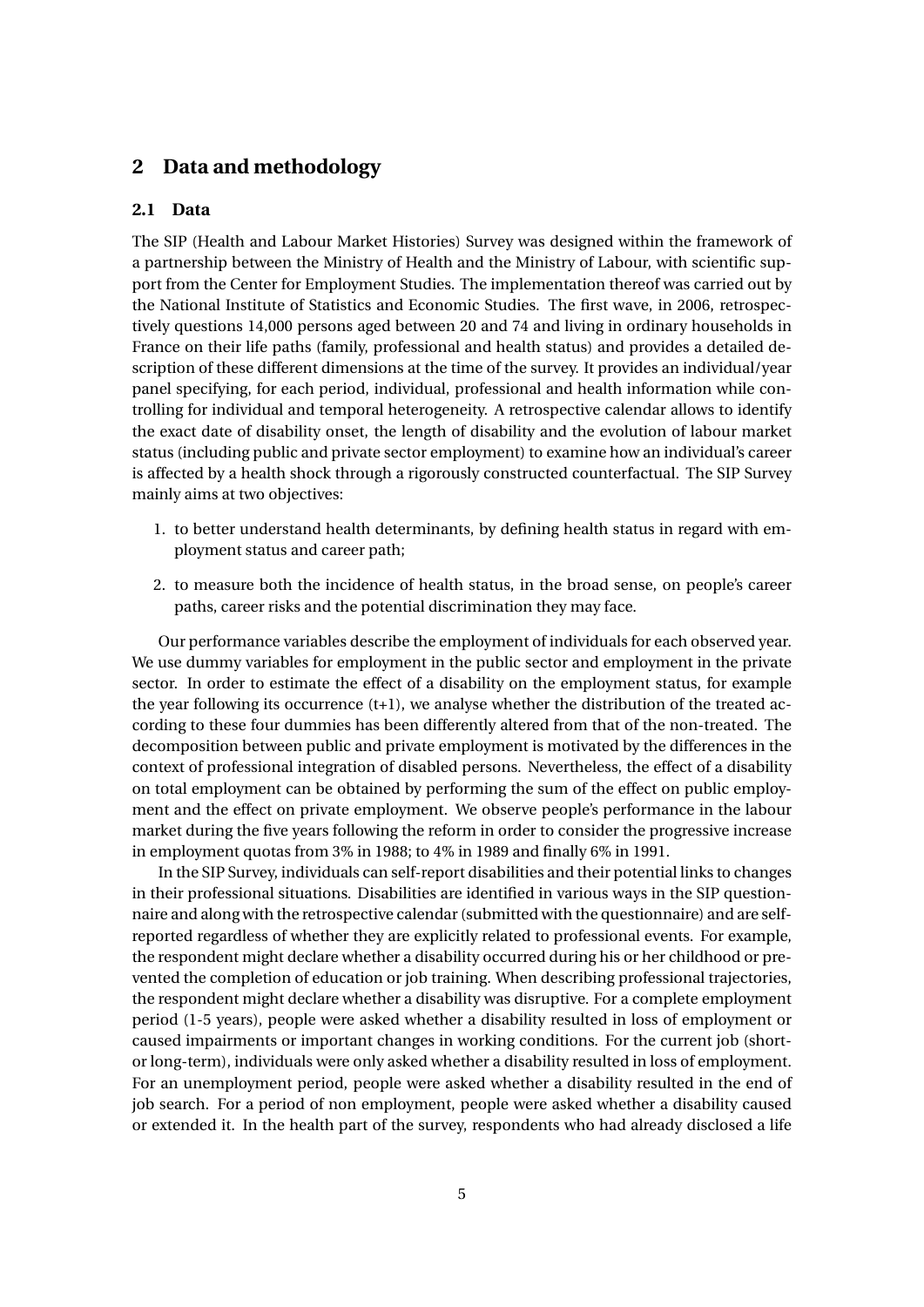## 2 Data and methodology

### 2.1 Data

The SIP (Health and Labour Market Histories) Survey was designed within the framework of a partnership between the Ministry of Health and the Ministry of Labour, with scientific support from the Center for Employment Studies. The implementation thereof was carried out by the National Institute of Statistics and Economic Studies. The first wave, in 2006, retrospectively questions 14,000 persons aged between 20 and 74 and living in ordinary households in France on their life paths (family, professional and health status) and provides a detailed description of these different dimensions at the time of the survey. It provides an individual/year panel specifying, for each period, individual, professional and health information while controlling for individual and temporal heterogeneity. A retrospective calendar allows to identify the exact date of disability onset, the length of disability and the evolution of labour market status (including public and private sector employment) to examine how an individual's career is affected by a health shock through a rigorously constructed counterfactual. The SIP Survey mainly aims at two objectives:

1. to better understand health determinants, by defining health status in regard with employment status and career path;
2. to measure both the incidence of health status, in the broad sense, on people's career paths, career risks and the potential discrimination they may face.

Our performance variables describe the employment of individuals for each observed year. We use dummy variables for employment in the public sector and employment in the private sector. In order to estimate the effect of a disability on the employment status, for example the year following its occurrence (t+1), we analyse whether the distribution of the treated according to these four dummies has been differently altered from that of the non-treated. The decomposition between public and private employment is motivated by the differences in the context of professional integration of disabled persons. Nevertheless, the effect of a disability on total employment can be obtained by performing the sum of the effect on public employment and the effect on private employment. We observe people's performance in the labour market during the five years following the reform in order to consider the progressive increase in employment quotas from 3% in 1988; to 4% in 1989 and finally 6% in 1991.

In the SIP Survey, individuals can self-report disabilities and their potential links to changes in their professional situations. Disabilities are identified in various ways in the SIP questionnaire and along with the retrospective calendar (submitted with the questionnaire) and are self-reported regardless of whether they are explicitly related to professional events. For example, the respondent might declare whether a disability occurred during his or her childhood or prevented the completion of education or job training. When describing professional trajectories, the respondent might declare whether a disability was disruptive. For a complete employment period (1-5 years), people were asked whether a disability resulted in loss of employment or caused impairments or important changes in working conditions. For the current job (short- or long-term), individuals were only asked whether a disability resulted in loss of employment. For an unemployment period, people were asked whether a disability resulted in the end of job search. For a period of non employment, people were asked whether a disability caused or extended it. In the health part of the survey, respondents who had already disclosed a life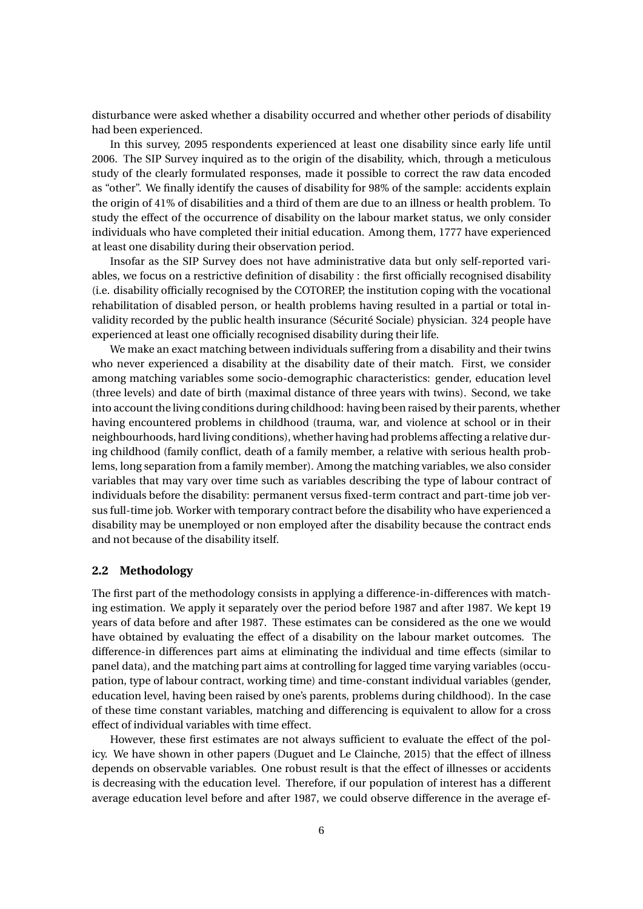disturbance were asked whether a disability occurred and whether other periods of disability had been experienced.

In this survey, 2095 respondents experienced at least one disability since early life until 2006. The SIP Survey inquired as to the origin of the disability, which, through a meticulous study of the clearly formulated responses, made it possible to correct the raw data encoded as "other". We finally identify the causes of disability for 98% of the sample: accidents explain the origin of 41% of disabilities and a third of them are due to an illness or health problem. To study the effect of the occurrence of disability on the labour market status, we only consider individuals who have completed their initial education. Among them, 1777 have experienced at least one disability during their observation period.

Insofar as the SIP Survey does not have administrative data but only self-reported variables, we focus on a restrictive definition of disability : the first officially recognised disability (i.e. disability officially recognised by the COTOREP, the institution coping with the vocational rehabilitation of disabled person, or health problems having resulted in a partial or total invalidity recorded by the public health insurance (Sécurité Sociale) physician. 324 people have experienced at least one officially recognised disability during their life.

We make an exact matching between individuals suffering from a disability and their twins who never experienced a disability at the disability date of their match. First, we consider among matching variables some socio-demographic characteristics: gender, education level (three levels) and date of birth (maximal distance of three years with twins). Second, we take into account the living conditions during childhood: having been raised by their parents, whether having encountered problems in childhood (trauma, war, and violence at school or in their neighbourhoods, hard living conditions), whether having had problems affecting a relative during childhood (family conflict, death of a family member, a relative with serious health problems, long separation from a family member). Among the matching variables, we also consider variables that may vary over time such as variables describing the type of labour contract of individuals before the disability: permanent versus fixed-term contract and part-time job versus full-time job. Worker with temporary contract before the disability who have experienced a disability may be unemployed or non employed after the disability because the contract ends and not because of the disability itself.

### 2.2 Methodology

The first part of the methodology consists in applying a difference-in-differences with matching estimation. We apply it separately over the period before 1987 and after 1987. We kept 19 years of data before and after 1987. These estimates can be considered as the one we would have obtained by evaluating the effect of a disability on the labour market outcomes. The difference-in differences part aims at eliminating the individual and time effects (similar to panel data), and the matching part aims at controlling for lagged time varying variables (occupation, type of labour contract, working time) and time-constant individual variables (gender, education level, having been raised by one's parents, problems during childhood). In the case of these time constant variables, matching and differencing is equivalent to allow for a cross effect of individual variables with time effect.

However, these first estimates are not always sufficient to evaluate the effect of the policy. We have shown in other papers (Duguet and Le Clainche, 2015) that the effect of illness depends on observable variables. One robust result is that the effect of illnesses or accidents is decreasing with the education level. Therefore, if our population of interest has a different average education level before and after 1987, we could observe difference in the average ef-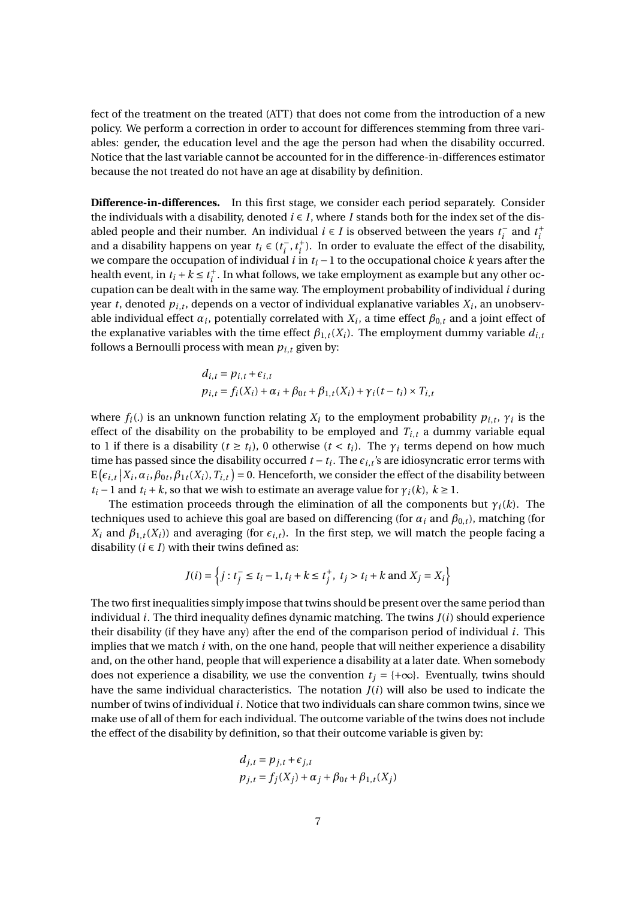fect of the treatment on the treated (ATT) that does not come from the introduction of a new policy. We perform a correction in order to account for differences stemming from three variables: gender, the education level and the age the person had when the disability occurred. Notice that the last variable cannot be accounted for in the difference-in-differences estimator because the not treated do not have an age at disability by definition.

**Difference-in-differences.** In this first stage, we consider each period separately. Consider the individuals with a disability, denoted $i \in I$, where $I$ stands both for the index set of the disabled people and their number. An individual $i \in I$ is observed between the years $t_i^-$ and $t_i^+$ and a disability happens on year $t_i \in (t_i^-, t_i^+)$. In order to evaluate the effect of the disability, we compare the occupation of individual $i$ in $t_i - 1$ to the occupational choice $k$ years after the health event, in $t_i + k \leq t_i^+$. In what follows, we take employment as example but any other occupation can be dealt with in the same way. The employment probability of individual $i$ during year $t$, denoted $p_{i,t}$, depends on a vector of individual explanative variables $X_i$, an unobservable individual effect $\alpha_i$, potentially correlated with $X_i$, a time effect $\beta_{0,t}$ and a joint effect of the explanative variables with the time effect $\beta_{1,t}(X_i)$. The employment dummy variable $d_{i,t}$ follows a Bernoulli process with mean $p_{i,t}$ given by:

$$
\begin{aligned}
d_{i,t} &= p_{i,t} + \epsilon_{i,t} \\
p_{i,t} &= f_i(X_i) + \alpha_i + \beta_{0t} + \beta_{1,t}(X_i) + \gamma_i(t - t_i) \times T_{i,t}
\end{aligned}
$$

where $f_i(.)$ is an unknown function relating $X_i$ to the employment probability $p_{i,t}$, $\gamma_i$ is the effect of the disability on the probability to be employed and $T_{i,t}$ a dummy variable equal to 1 if there is a disability ($t \geq t_i$), 0 otherwise ($t < t_i$). The $\gamma_i$ terms depend on how much time has passed since the disability occurred $t - t_i$. The $\epsilon_{i,t}$'s are idiosyncratic error terms with $\mathrm{E}\left(\epsilon_{i,t} \middle| X_i, \alpha_i, \beta_{0t}, \beta_{1t}(X_i), T_{i,t}\right) = 0$. Henceforth, we consider the effect of the disability between $t_i - 1$ and $t_i + k$, so that we wish to estimate an average value for $\gamma_i(k)$, $k \geq 1$.

The estimation proceeds through the elimination of all the components but $\gamma_i(k)$. The techniques used to achieve this goal are based on differencing (for $\alpha_i$ and $\beta_{0,t}$), matching (for $X_i$ and $\beta_{1,t}(X_i)$) and averaging (for $\epsilon_{i,t}$). In the first step, we will match the people facing a disability ($i \in I$) with their twins defined as:

$$
J(i) = \left\{ j : t_j^- \leq t_i - 1, t_i + k \leq t_j^+, \ t_j > t_i + k \text{ and } X_j = X_i \right\}
$$

The two first inequalities simply impose that twins should be present over the same period than individual $i$. The third inequality defines dynamic matching. The twins $J(i)$ should experience their disability (if they have any) after the end of the comparison period of individual $i$. This implies that we match $i$ with, on the one hand, people that will neither experience a disability and, on the other hand, people that will experience a disability at a later date. When somebody does not experience a disability, we use the convention $t_j = \{+\infty\}$. Eventually, twins should have the same individual characteristics. The notation $J(i)$ will also be used to indicate the number of twins of individual $i$. Notice that two individuals can share common twins, since we make use of all of them for each individual. The outcome variable of the twins does not include the effect of the disability by definition, so that their outcome variable is given by:

$$
\begin{aligned}
d_{j,t} &= p_{j,t} + \epsilon_{j,t} \\
p_{j,t} &= f_j(X_j) + \alpha_j + \beta_{0t} + \beta_{1,t}(X_j)
\end{aligned}
$$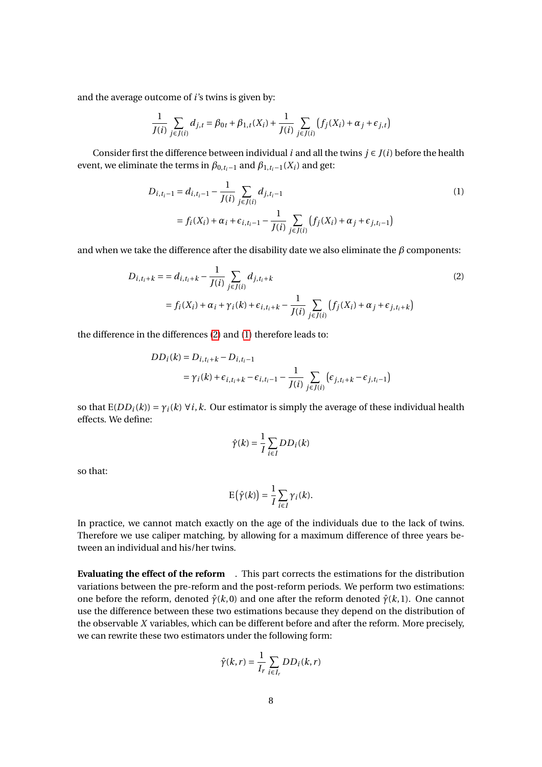and the average outcome of $i$'s twins is given by:

$$\frac{1}{J(i)}\sum_{j\in J(i)} d_{j,t} = \beta_{0t} + \beta_{1,t}(X_i) + \frac{1}{J(i)}\sum_{j\in J(i)}\left(f_j(X_i) + \alpha_j + \epsilon_{j,t}\right)$$

Consider first the difference between individual $i$ and all the twins $j \in J(i)$ before the health event, we eliminate the terms in $\beta_{0,t_i-1}$ and $\beta_{1,t_i-1}(X_i)$ and get:

$$\begin{aligned} D_{i,t_i-1} &= d_{i,t_i-1} - \frac{1}{J(i)}\sum_{j\in J(i)} d_{j,t_i-1} \\ &= f_i(X_i) + \alpha_i + \epsilon_{i,t_i-1} - \frac{1}{J(i)}\sum_{j\in J(i)}\left(f_j(X_i) + \alpha_j + \epsilon_{j,t_i-1}\right) \end{aligned} \tag{1}$$

and when we take the difference after the disability date we also eliminate the $\beta$ components:

$$\begin{aligned} D_{i,t_i+k} &= = d_{i,t_i+k} - \frac{1}{J(i)}\sum_{j\in J(i)} d_{j,t_i+k} \\ &= f_i(X_i) + \alpha_i + \gamma_i(k) + \epsilon_{i,t_i+k} - \frac{1}{J(i)}\sum_{j\in J(i)}\left(f_j(X_i) + \alpha_j + \epsilon_{j,t_i+k}\right) \end{aligned} \tag{2}$$

the difference in the differences (2) and (1) therefore leads to:

$$\begin{aligned} DD_i(k) &= D_{i,t_i+k} - D_{i,t_i-1} \\ &= \gamma_i(k) + \epsilon_{i,t_i+k} - \epsilon_{i,t_i-1} - \frac{1}{J(i)}\sum_{j\in J(i)}\left(\epsilon_{j,t_i+k} - \epsilon_{j,t_i-1}\right) \end{aligned}$$

so that $\mathrm{E}(DD_i(k)) = \gamma_i(k)\ \forall i,k$. Our estimator is simply the average of these individual health effects. We define:

$$\hat{\gamma}(k) = \frac{1}{I}\sum_{i\in I} DD_i(k)$$

so that:

$$\mathrm{E}\left(\hat{\gamma}(k)\right) = \frac{1}{I}\sum_{i\in I}\gamma_i(k).$$

In practice, we cannot match exactly on the age of the individuals due to the lack of twins. Therefore we use caliper matching, by allowing for a maximum difference of three years between an individual and his/her twins.

**Evaluating the effect of the reform** . This part corrects the estimations for the distribution variations between the pre-reform and the post-reform periods. We perform two estimations: one before the reform, denoted $\hat{\gamma}(k,0)$ and one after the reform denoted $\hat{\gamma}(k,1)$. One cannot use the difference between these two estimations because they depend on the distribution of the observable $X$ variables, which can be different before and after the reform. More precisely, we can rewrite these two estimators under the following form:

$$\hat{\gamma}(k,r) = \frac{1}{I_r}\sum_{i\in I_r} DD_i(k,r)$$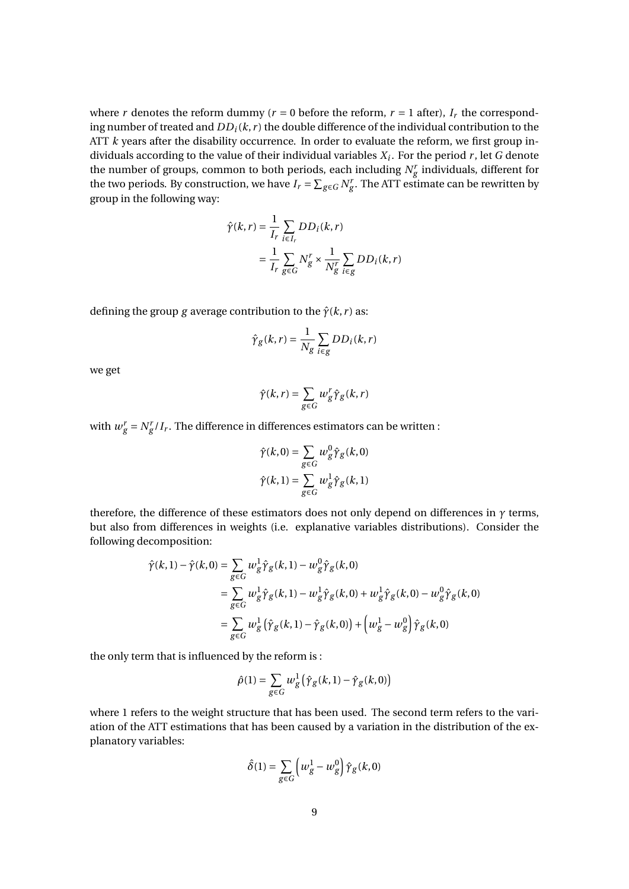where $r$ denotes the reform dummy ($r = 0$ before the reform, $r = 1$ after), $I_r$ the corresponding number of treated and $DD_i(k,r)$ the double difference of the individual contribution to the ATT $k$ years after the disability occurrence. In order to evaluate the reform, we first group individuals according to the value of their individual variables $X_i$. For the period $r$, let $G$ denote the number of groups, common to both periods, each including $N_g^r$ individuals, different for the two periods. By construction, we have $I_r = \sum_{g \in G} N_g^r$. The ATT estimate can be rewritten by group in the following way:

$$
\begin{aligned}
\hat{\gamma}(k,r) &= \frac{1}{I_r} \sum_{i \in I_r} DD_i(k,r) \\
&= \frac{1}{I_r} \sum_{g \in G} N_g^r \times \frac{1}{N_g^r} \sum_{i \in g} DD_i(k,r)
\end{aligned}
$$

defining the group $g$ average contribution to the $\hat{\gamma}(k,r)$ as:

$$
\hat{\gamma}_g(k,r) = \frac{1}{N_g} \sum_{i \in g} DD_i(k,r)
$$

we get

$$
\hat{\gamma}(k,r) = \sum_{g \in G} w_g^r \hat{\gamma}_g(k,r)
$$

with $w_g^r = N_g^r / I_r$. The difference in differences estimators can be written :

$$
\begin{aligned}
\hat{\gamma}(k,0) &= \sum_{g \in G} w_g^0 \hat{\gamma}_g(k,0) \\
\hat{\gamma}(k,1) &= \sum_{g \in G} w_g^1 \hat{\gamma}_g(k,1)
\end{aligned}
$$

therefore, the difference of these estimators does not only depend on differences in $\gamma$ terms, but also from differences in weights (i.e. explanative variables distributions). Consider the following decomposition:

$$
\begin{aligned}
\hat{\gamma}(k,1) - \hat{\gamma}(k,0) &= \sum_{g \in G} w_g^1 \hat{\gamma}_g(k,1) - w_g^0 \hat{\gamma}_g(k,0) \\
&= \sum_{g \in G} w_g^1 \hat{\gamma}_g(k,1) - w_g^1 \hat{\gamma}_g(k,0) + w_g^1 \hat{\gamma}_g(k,0) - w_g^0 \hat{\gamma}_g(k,0) \\
&= \sum_{g \in G} w_g^1 \left( \hat{\gamma}_g(k,1) - \hat{\gamma}_g(k,0) \right) + \left( w_g^1 - w_g^0 \right) \hat{\gamma}_g(k,0)
\end{aligned}
$$

the only term that is influenced by the reform is :

$$
\hat{\rho}(1) = \sum_{g \in G} w_g^1 \left( \hat{\gamma}_g(k,1) - \hat{\gamma}_g(k,0) \right)
$$

where 1 refers to the weight structure that has been used. The second term refers to the variation of the ATT estimations that has been caused by a variation in the distribution of the explanatory variables:

$$
\hat{\delta}(1) = \sum_{g \in G} \left( w_g^1 - w_g^0 \right) \hat{\gamma}_g(k,0)
$$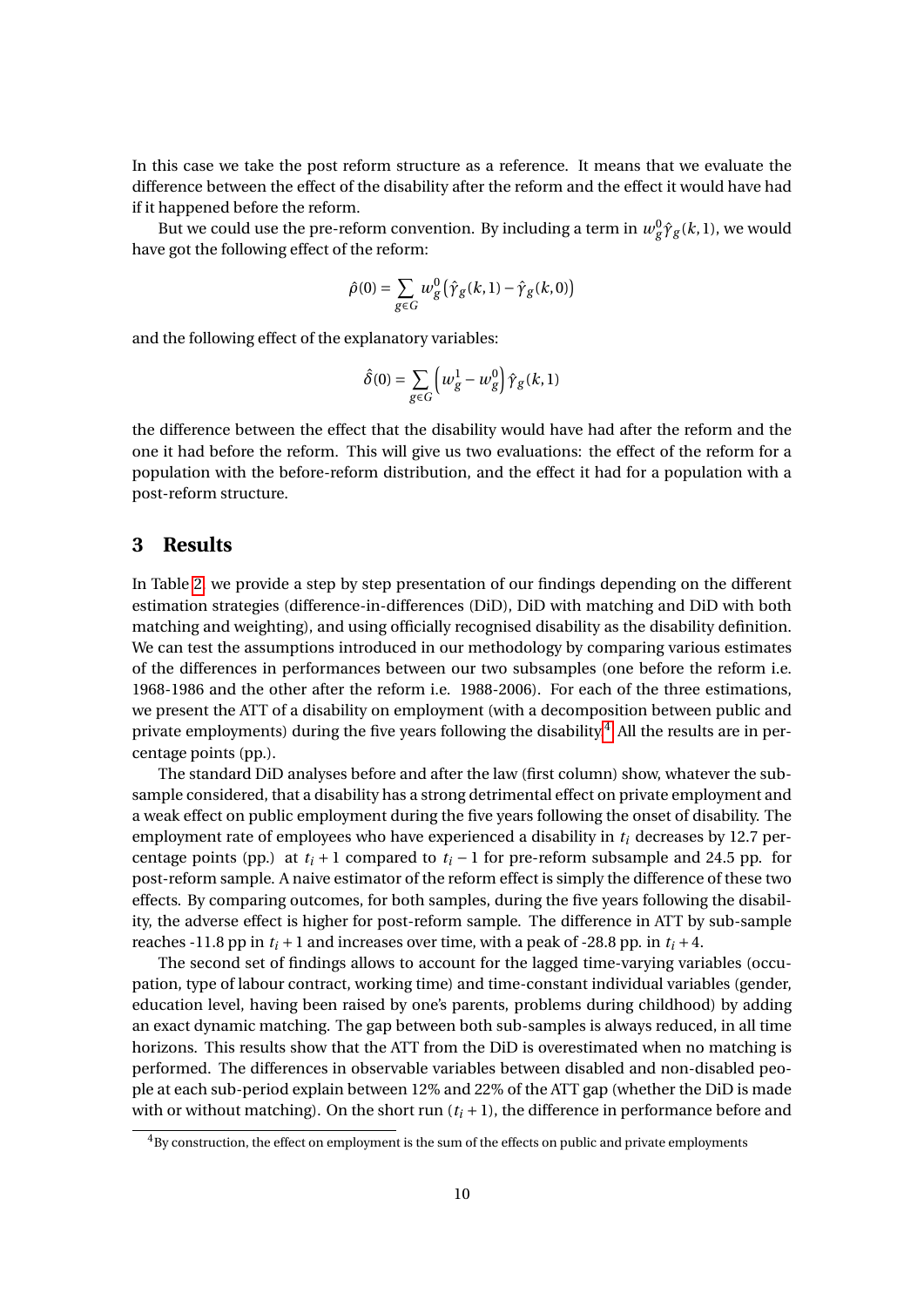In this case we take the post reform structure as a reference. It means that we evaluate the difference between the effect of the disability after the reform and the effect it would have had if it happened before the reform.

But we could use the pre-reform convention. By including a term in $w_g^0 \hat{\gamma}_g(k,1)$, we would have got the following effect of the reform:

$$\hat{\rho}(0) = \sum_{g \in G} w_g^0 \left( \hat{\gamma}_g(k,1) - \hat{\gamma}_g(k,0) \right)$$

and the following effect of the explanatory variables:

$$\hat{\delta}(0) = \sum_{g \in G} \left( w_g^1 - w_g^0 \right) \hat{\gamma}_g(k,1)$$

the difference between the effect that the disability would have had after the reform and the one it had before the reform. This will give us two evaluations: the effect of the reform for a population with the before-reform distribution, and the effect it had for a population with a post-reform structure.

## 3 Results

In Table 2, we provide a step by step presentation of our findings depending on the different estimation strategies (difference-in-differences (DiD), DiD with matching and DiD with both matching and weighting), and using officially recognised disability as the disability definition. We can test the assumptions introduced in our methodology by comparing various estimates of the differences in performances between our two subsamples (one before the reform i.e. 1968-1986 and the other after the reform i.e. 1988-2006). For each of the three estimations, we present the ATT of a disability on employment (with a decomposition between public and private employments) during the five years following the disability[4]. All the results are in percentage points (pp.).

The standard DiD analyses before and after the law (first column) show, whatever the subsample considered, that a disability has a strong detrimental effect on private employment and a weak effect on public employment during the five years following the onset of disability. The employment rate of employees who have experienced a disability in $t_i$ decreases by 12.7 percentage points (pp.) at $t_i + 1$ compared to $t_i - 1$ for pre-reform subsample and 24.5 pp. for post-reform sample. A naive estimator of the reform effect is simply the difference of these two effects. By comparing outcomes, for both samples, during the five years following the disability, the adverse effect is higher for post-reform sample. The difference in ATT by sub-sample reaches -11.8 pp in $t_i + 1$ and increases over time, with a peak of -28.8 pp. in $t_i + 4$.

The second set of findings allows to account for the lagged time-varying variables (occupation, type of labour contract, working time) and time-constant individual variables (gender, education level, having been raised by one's parents, problems during childhood) by adding an exact dynamic matching. The gap between both sub-samples is always reduced, in all time horizons. This results show that the ATT from the DiD is overestimated when no matching is performed. The differences in observable variables between disabled and non-disabled people at each sub-period explain between 12% and 22% of the ATT gap (whether the DiD is made with or without matching). On the short run ($t_i + 1$), the difference in performance before and

[4] By construction, the effect on employment is the sum of the effects on public and private employments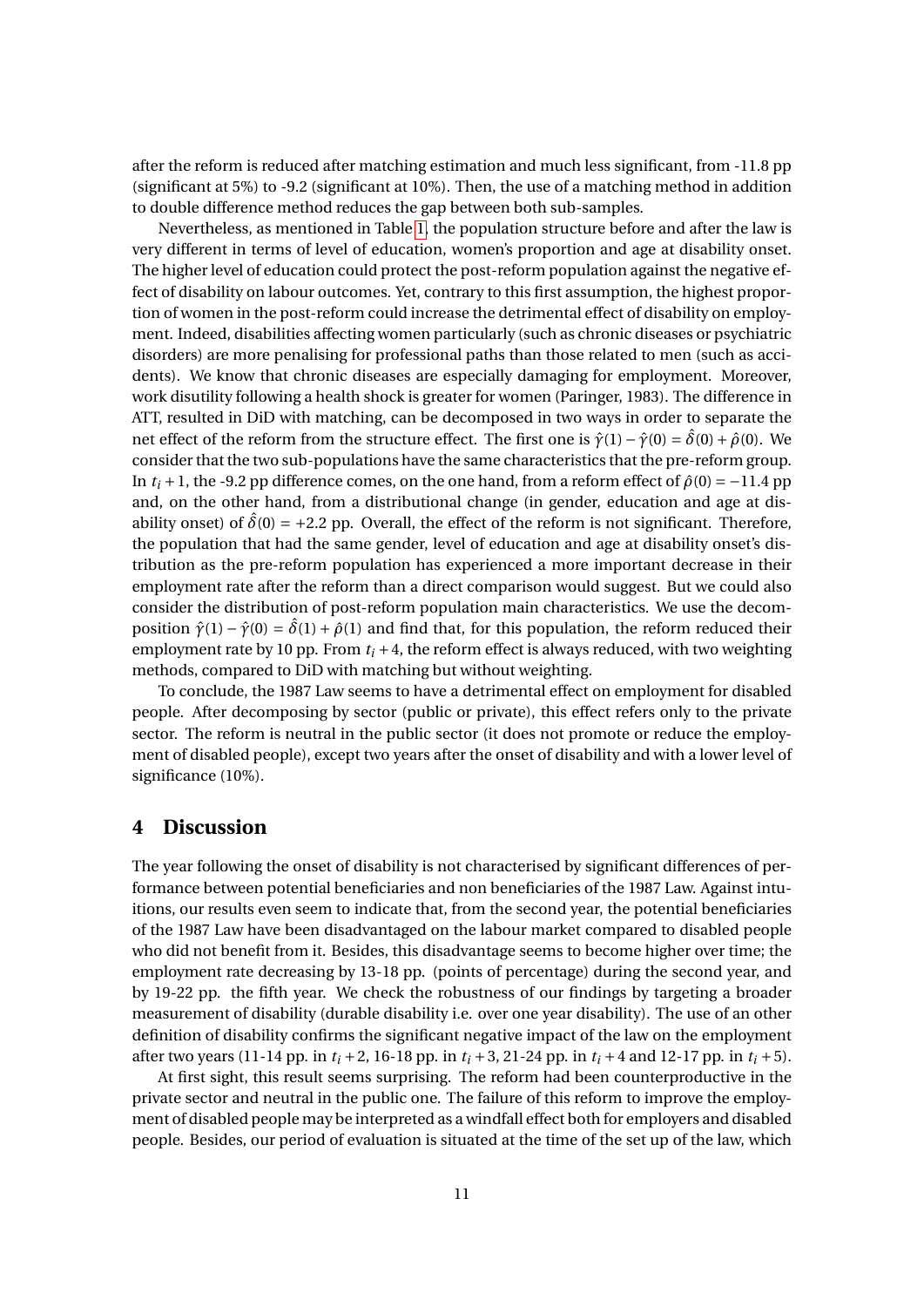after the reform is reduced after matching estimation and much less significant, from -11.8 pp (significant at 5%) to -9.2 (significant at 10%). Then, the use of a matching method in addition to double difference method reduces the gap between both sub-samples.

Nevertheless, as mentioned in Table 1, the population structure before and after the law is very different in terms of level of education, women's proportion and age at disability onset. The higher level of education could protect the post-reform population against the negative effect of disability on labour outcomes. Yet, contrary to this first assumption, the highest proportion of women in the post-reform could increase the detrimental effect of disability on employment. Indeed, disabilities affecting women particularly (such as chronic diseases or psychiatric disorders) are more penalising for professional paths than those related to men (such as accidents). We know that chronic diseases are especially damaging for employment. Moreover, work disutility following a health shock is greater for women (Paringer, 1983). The difference in ATT, resulted in DiD with matching, can be decomposed in two ways in order to separate the net effect of the reform from the structure effect. The first one is $\hat{\gamma}(1) - \hat{\gamma}(0) = \hat{\delta}(0) + \hat{\rho}(0)$. We consider that the two sub-populations have the same characteristics that the pre-reform group. In $t_i + 1$, the -9.2 pp difference comes, on the one hand, from a reform effect of $\hat{\rho}(0) = -11.4$ pp and, on the other hand, from a distributional change (in gender, education and age at disability onset) of $\hat{\delta}(0) = +2.2$ pp. Overall, the effect of the reform is not significant. Therefore, the population that had the same gender, level of education and age at disability onset's distribution as the pre-reform population has experienced a more important decrease in their employment rate after the reform than a direct comparison would suggest. But we could also consider the distribution of post-reform population main characteristics. We use the decomposition $\hat{\gamma}(1) - \hat{\gamma}(0) = \hat{\delta}(1) + \hat{\rho}(1)$ and find that, for this population, the reform reduced their employment rate by 10 pp. From $t_i + 4$, the reform effect is always reduced, with two weighting methods, compared to DiD with matching but without weighting.

To conclude, the 1987 Law seems to have a detrimental effect on employment for disabled people. After decomposing by sector (public or private), this effect refers only to the private sector. The reform is neutral in the public sector (it does not promote or reduce the employment of disabled people), except two years after the onset of disability and with a lower level of significance (10%).

# 4 Discussion

The year following the onset of disability is not characterised by significant differences of performance between potential beneficiaries and non beneficiaries of the 1987 Law. Against intuitions, our results even seem to indicate that, from the second year, the potential beneficiaries of the 1987 Law have been disadvantaged on the labour market compared to disabled people who did not benefit from it. Besides, this disadvantage seems to become higher over time; the employment rate decreasing by 13-18 pp. (points of percentage) during the second year, and by 19-22 pp. the fifth year. We check the robustness of our findings by targeting a broader measurement of disability (durable disability i.e. over one year disability). The use of an other definition of disability confirms the significant negative impact of the law on the employment after two years (11-14 pp. in $t_i + 2$, 16-18 pp. in $t_i + 3$, 21-24 pp. in $t_i + 4$ and 12-17 pp. in $t_i + 5$).

At first sight, this result seems surprising. The reform had been counterproductive in the private sector and neutral in the public one. The failure of this reform to improve the employment of disabled people may be interpreted as a windfall effect both for employers and disabled people. Besides, our period of evaluation is situated at the time of the set up of the law, which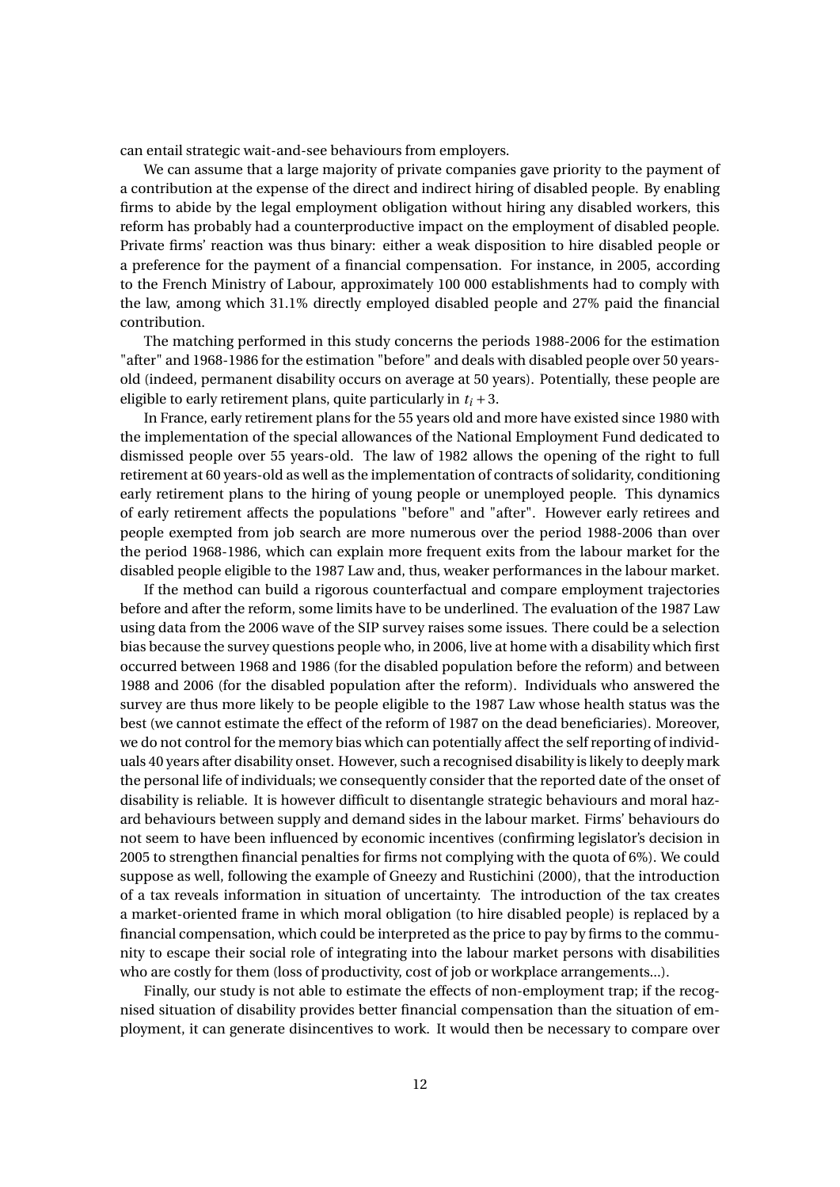can entail strategic wait-and-see behaviours from employers.

We can assume that a large majority of private companies gave priority to the payment of a contribution at the expense of the direct and indirect hiring of disabled people. By enabling firms to abide by the legal employment obligation without hiring any disabled workers, this reform has probably had a counterproductive impact on the employment of disabled people. Private firms' reaction was thus binary: either a weak disposition to hire disabled people or a preference for the payment of a financial compensation. For instance, in 2005, according to the French Ministry of Labour, approximately 100 000 establishments had to comply with the law, among which 31.1% directly employed disabled people and 27% paid the financial contribution.

The matching performed in this study concerns the periods 1988-2006 for the estimation "after" and 1968-1986 for the estimation "before" and deals with disabled people over 50 years-old (indeed, permanent disability occurs on average at 50 years). Potentially, these people are eligible to early retirement plans, quite particularly in $t_i + 3$.

In France, early retirement plans for the 55 years old and more have existed since 1980 with the implementation of the special allowances of the National Employment Fund dedicated to dismissed people over 55 years-old. The law of 1982 allows the opening of the right to full retirement at 60 years-old as well as the implementation of contracts of solidarity, conditioning early retirement plans to the hiring of young people or unemployed people. This dynamics of early retirement affects the populations "before" and "after". However early retirees and people exempted from job search are more numerous over the period 1988-2006 than over the period 1968-1986, which can explain more frequent exits from the labour market for the disabled people eligible to the 1987 Law and, thus, weaker performances in the labour market.

If the method can build a rigorous counterfactual and compare employment trajectories before and after the reform, some limits have to be underlined. The evaluation of the 1987 Law using data from the 2006 wave of the SIP survey raises some issues. There could be a selection bias because the survey questions people who, in 2006, live at home with a disability which first occurred between 1968 and 1986 (for the disabled population before the reform) and between 1988 and 2006 (for the disabled population after the reform). Individuals who answered the survey are thus more likely to be people eligible to the 1987 Law whose health status was the best (we cannot estimate the effect of the reform of 1987 on the dead beneficiaries). Moreover, we do not control for the memory bias which can potentially affect the self reporting of individuals 40 years after disability onset. However, such a recognised disability is likely to deeply mark the personal life of individuals; we consequently consider that the reported date of the onset of disability is reliable. It is however difficult to disentangle strategic behaviours and moral hazard behaviours between supply and demand sides in the labour market. Firms' behaviours do not seem to have been influenced by economic incentives (confirming legislator's decision in 2005 to strengthen financial penalties for firms not complying with the quota of 6%). We could suppose as well, following the example of Gneezy and Rustichini (2000), that the introduction of a tax reveals information in situation of uncertainty. The introduction of the tax creates a market-oriented frame in which moral obligation (to hire disabled people) is replaced by a financial compensation, which could be interpreted as the price to pay by firms to the community to escape their social role of integrating into the labour market persons with disabilities who are costly for them (loss of productivity, cost of job or workplace arrangements...).

Finally, our study is not able to estimate the effects of non-employment trap; if the recognised situation of disability provides better financial compensation than the situation of employment, it can generate disincentives to work. It would then be necessary to compare over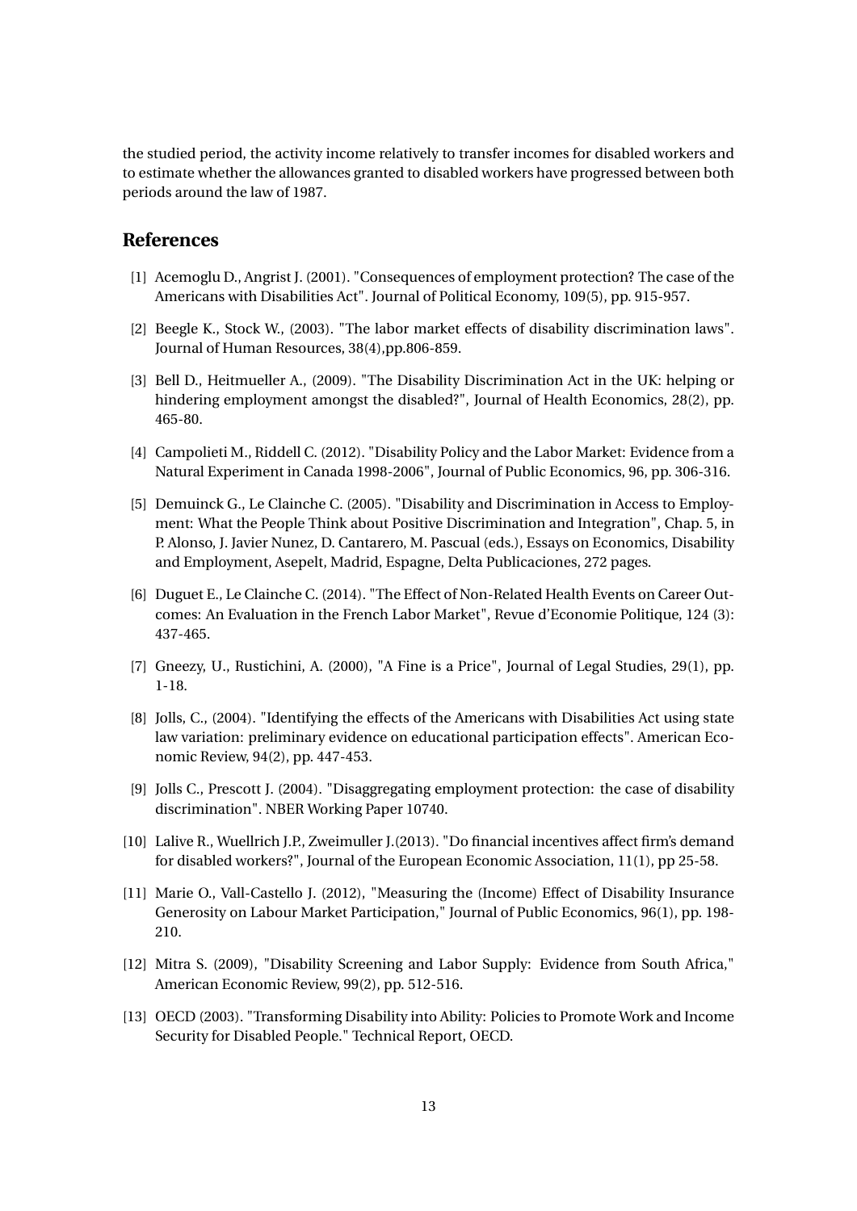the studied period, the activity income relatively to transfer incomes for disabled workers and to estimate whether the allowances granted to disabled workers have progressed between both periods around the law of 1987.

## References

[1] Acemoglu D., Angrist J. (2001). "Consequences of employment protection? The case of the Americans with Disabilities Act". Journal of Political Economy, 109(5), pp. 915-957.

[2] Beegle K., Stock W., (2003). "The labor market effects of disability discrimination laws". Journal of Human Resources, 38(4),pp.806-859.

[3] Bell D., Heitmueller A., (2009). "The Disability Discrimination Act in the UK: helping or hindering employment amongst the disabled?", Journal of Health Economics, 28(2), pp. 465-80.

[4] Campolieti M., Riddell C. (2012). "Disability Policy and the Labor Market: Evidence from a Natural Experiment in Canada 1998-2006", Journal of Public Economics, 96, pp. 306-316.

[5] Demuinck G., Le Clainche C. (2005). "Disability and Discrimination in Access to Employment: What the People Think about Positive Discrimination and Integration", Chap. 5, in P. Alonso, J. Javier Nunez, D. Cantarero, M. Pascual (eds.), Essays on Economics, Disability and Employment, Asepelt, Madrid, Espagne, Delta Publicaciones, 272 pages.

[6] Duguet E., Le Clainche C. (2014). "The Effect of Non-Related Health Events on Career Outcomes: An Evaluation in the French Labor Market", Revue d'Economie Politique, 124 (3): 437-465.

[7] Gneezy, U., Rustichini, A. (2000), "A Fine is a Price", Journal of Legal Studies, 29(1), pp. 1-18.

[8] Jolls, C., (2004). "Identifying the effects of the Americans with Disabilities Act using state law variation: preliminary evidence on educational participation effects". American Economic Review, 94(2), pp. 447-453.

[9] Jolls C., Prescott J. (2004). "Disaggregating employment protection: the case of disability discrimination". NBER Working Paper 10740.

[10] Lalive R., Wuellrich J.P., Zweimuller J.(2013). "Do financial incentives affect firm's demand for disabled workers?", Journal of the European Economic Association, 11(1), pp 25-58.

[11] Marie O., Vall-Castello J. (2012), "Measuring the (Income) Effect of Disability Insurance Generosity on Labour Market Participation," Journal of Public Economics, 96(1), pp. 198-210.

[12] Mitra S. (2009), "Disability Screening and Labor Supply: Evidence from South Africa," American Economic Review, 99(2), pp. 512-516.

[13] OECD (2003). "Transforming Disability into Ability: Policies to Promote Work and Income Security for Disabled People." Technical Report, OECD.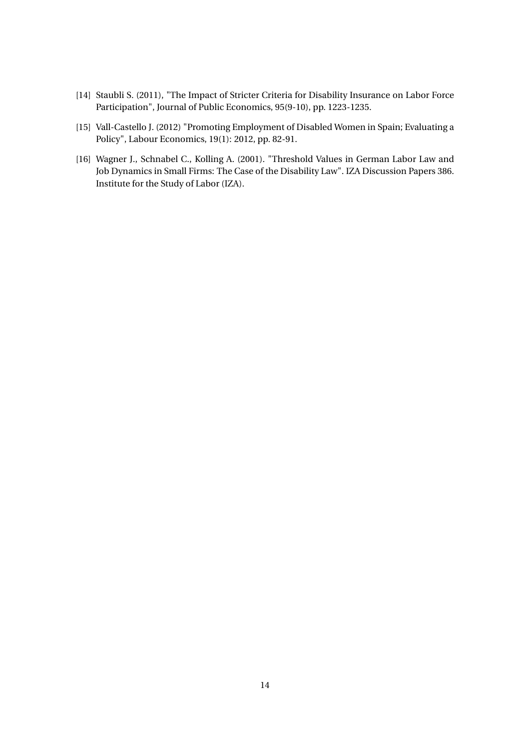[14] Staubli S. (2011), "The Impact of Stricter Criteria for Disability Insurance on Labor Force Participation", Journal of Public Economics, 95(9-10), pp. 1223-1235.

[15] Vall-Castello J. (2012) "Promoting Employment of Disabled Women in Spain; Evaluating a Policy", Labour Economics, 19(1): 2012, pp. 82-91.

[16] Wagner J., Schnabel C., Kolling A. (2001). "Threshold Values in German Labor Law and Job Dynamics in Small Firms: The Case of the Disability Law". IZA Discussion Papers 386. Institute for the Study of Labor (IZA).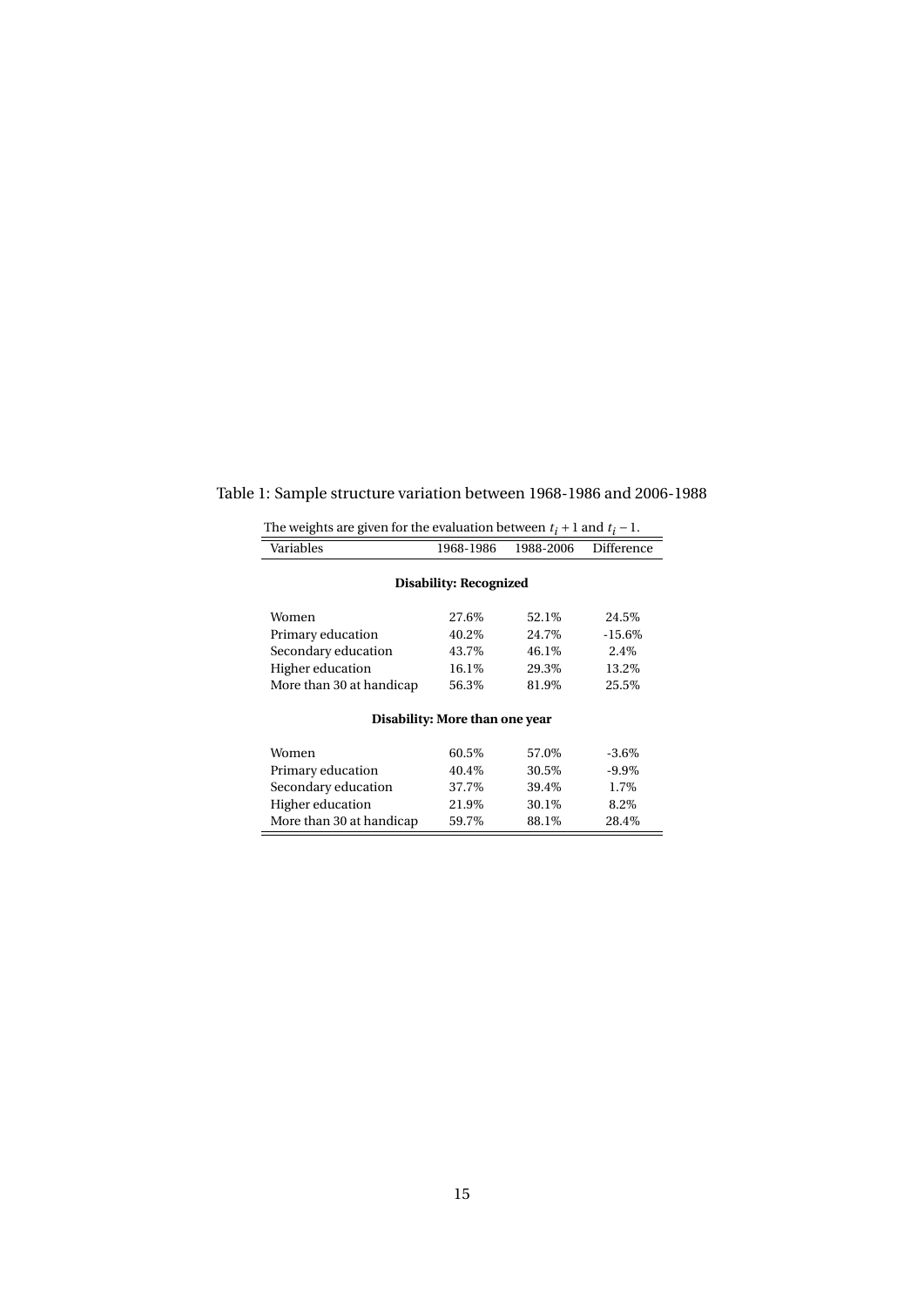Table 1: Sample structure variation between 1968-1986 and 2006-1988

The weights are given for the evaluation between $t_i + 1$ and $t_i - 1$.

| Variables | 1968-1986 | 1988-2006 | Difference |
|---|---|---|---|
| **Disability: Recognized** | | | |
| Women | 27.6% | 52.1% | 24.5% |
| Primary education | 40.2% | 24.7% | -15.6% |
| Secondary education | 43.7% | 46.1% | 2.4% |
| Higher education | 16.1% | 29.3% | 13.2% |
| More than 30 at handicap | 56.3% | 81.9% | 25.5% |
| **Disability: More than one year** | | | |
| Women | 60.5% | 57.0% | -3.6% |
| Primary education | 40.4% | 30.5% | -9.9% |
| Secondary education | 37.7% | 39.4% | 1.7% |
| Higher education | 21.9% | 30.1% | 8.2% |
| More than 30 at handicap | 59.7% | 88.1% | 28.4% |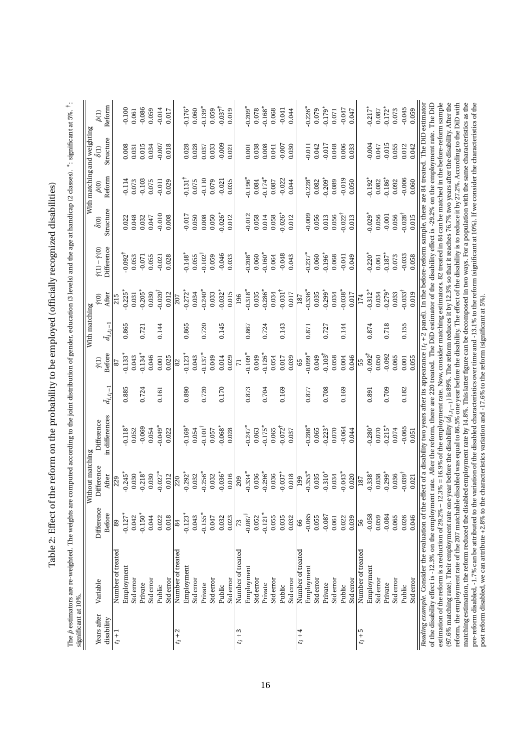Table 2: Effect of the reform on the probability to be employed (officially recognized disabilities)

The $\hat{\rho}$ estimators are re-weighted. The weights are computed according to the joint distribution of gender, education (3 levels) and the age at handicap (2 classes). *: significant at 5%. †: significant at 10%.

| Years after disability | Variable | Without matching Difference Before | Difference After | Difference in differences | $\bar{d}_{i,t_i-1}$ | With matching $\hat{\gamma}(1)$ Before | $\bar{d}_{i,t_i-1}$ | $\hat{\gamma}(0)$ After | $\hat{\gamma}(1)-\hat{\gamma}(0)$ Difference | With matching and weighting $\hat{\delta}(0)$ Structure | $\hat{\rho}(0)$ Reform | $\hat{\delta}(1)$ Structure | $\hat{\rho}(1)$ Reform |
|---|---|---|---|---|---|---|---|---|---|---|---|---|---|
| $t_i+1$ | Number of treated | 89 | 229 | | | 87 | | 215 | | | | | |
| | Employment | -0.127* | -0.245* | -0.118* | 0.885 | -0.133* | 0.865 | -0.225* | -0.092† | 0.022 | -0.114 | 0.008 | -0.100 |
| | Std error | 0.042 | 0.030 | 0.052 | | 0.043 | | 0.031 | 0.053 | 0.048 | 0.073 | 0.031 | 0.061 |
| | Private | -0.150* | -0.218* | -0.069 | 0.724 | -0.134* | 0.721 | -0.205* | -0.071 | 0.032 | -0.103 | 0.015 | -0.086 |
| | Std error | 0.044 | 0.030 | 0.054 | | 0.046 | | 0.030 | 0.055 | 0.047 | 0.075 | 0.034 | 0.059 |
| | Public | 0.022 | -0.027* | -0.049* | 0.161 | 0.001 | 0.144 | -0.020† | -0.021 | -0.010 | -0.011 | -0.007 | -0.014 |
| | Std error | 0.018 | 0.012 | 0.022 | | 0.025 | | 0.012 | 0.028 | 0.008 | 0.029 | 0.018 | 0.017 |
| $t_i+2$ | Number of treated | 84 | 220 | | | 82 | | 207 | | | | | |
| | Employment | -0.123* | -0.292* | -0.169* | 0.890 | -0.123* | 0.865 | -0.272* | -0.148* | -0.017 | -0.131† | 0.028 | -0.176* |
| | Std error | 0.043 | 0.032 | 0.054 | | 0.043 | | 0.034 | 0.055 | 0.050 | 0.075 | 0.028 | 0.060 |
| | Private | -0.155* | -0.256* | -0.101† | 0.720 | -0.137* | 0.720 | -0.240* | -0.102† | 0.008 | -0.110 | 0.037 | -0.139* |
| | Std error | 0.047 | 0.032 | 0.057 | | 0.049 | | 0.033 | 0.059 | 0.050 | 0.079 | 0.033 | 0.059 |
| | Public | 0.032 | -0.036* | -0.068* | 0.170 | 0.014 | 0.145 | -0.032* | -0.046 | -0.026* | -0.021 | -0.009 | -0.037† |
| | Std error | 0.023 | 0.016 | 0.028 | | 0.029 | | 0.015 | 0.033 | 0.012 | 0.035 | 0.021 | 0.019 |
| $t_i+3$ | Number of treated | 73 | 209 | | | 71 | | 196 | | | | | |
| | Employment | -0.087† | -0.334* | -0.247* | 0.873 | -0.109* | 0.867 | -0.318* | -0.208* | -0.012 | -0.196* | 0.001 | -0.209* |
| | Std error | 0.052 | 0.036 | 0.063 | | 0.049 | | 0.035 | 0.060 | 0.058 | 0.084 | 0.038 | 0.078 |
| | Private | -0.121* | -0.296* | -0.175* | 0.704 | -0.126* | 0.724 | -0.286* | -0.160* | 0.014 | -0.174* | 0.008 | -0.168* |
| | Std error | 0.055 | 0.036 | 0.065 | | 0.054 | | 0.034 | 0.064 | 0.058 | 0.087 | 0.041 | 0.068 |
| | Public | 0.035 | -0.037* | -0.072† | 0.169 | 0.017 | 0.143 | -0.031† | -0.048 | -0.026* | -0.022 | -0.007 | -0.041 |
| | Std error | 0.032 | 0.018 | 0.037 | | 0.039 | | 0.017 | 0.043 | 0.012 | 0.044 | 0.030 | 0.044 |
| $t_i+4$ | Number of treated | 66 | 199 | | | 65 | | 187 | | | | | |
| | Employment | -0.065 | -0.353* | -0.288* | 0.877 | -0.099* | 0.871 | -0.336* | -0.237* | -0.009 | -0.228* | -0.011 | -0.226* |
| | Std error | 0.055 | 0.035 | 0.065 | | 0.049 | | 0.035 | 0.060 | 0.056 | 0.082 | 0.042 | 0.079 |
| | Private | -0.087 | -0.310* | -0.223* | 0.708 | -0.103† | 0.727 | -0.299* | -0.196* | 0.013 | -0.209* | -0.017 | -0.179* |
| | Std error | 0.061 | 0.034 | 0.070 | | 0.058 | | 0.034 | 0.068 | 0.056 | 0.089 | 0.048 | 0.071 |
| | Public | 0.022 | -0.043* | -0.064 | 0.169 | 0.004 | 0.144 | -0.038* | -0.041 | -0.022† | -0.019 | 0.006 | -0.047 |
| | Std error | 0.039 | 0.020 | 0.044 | | 0.046 | | 0.017 | 0.049 | 0.013 | 0.050 | 0.033 | 0.047 |
| $t_i+5$ | Number of treated | 56 | 187 | | | 55 | | 174 | | | | | |
| | Employment | -0.058 | -0.338* | -0.280* | 0.891 | -0.092† | 0.874 | -0.312* | -0.220* | -0.029* | -0.192* | -0.004 | -0.217* |
| | Std error | 0.059 | 0.038 | 0.070 | | 0.050 | | 0.034 | 0.061 | 0.056 | 0.082 | 0.047 | 0.087 |
| | Private | -0.084 | -0.299* | -0.215* | 0.709 | -0.092 | 0.718 | -0.279* | -0.187* | -0.001 | -0.186* | -0.015 | -0.172* |
| | Std error | 0.065 | 0.036 | 0.074 | | 0.065 | | 0.033 | 0.073 | 0.056 | 0.092 | 0.055 | 0.073 |
| | Public | 0.026 | -0.039† | -0.065 | 0.182 | 0.001 | 0.155 | -0.033† | -0.033 | -0.028† | -0.006 | 0.012 | -0.045 |
| | Std error | 0.046 | 0.021 | 0.051 | | 0.055 | | 0.019 | 0.058 | 0.015 | 0.060 | 0.042 | 0.059 |

*Reading example.* Consider the evaluation of the effect of a disability two years after its appearance ($t_i+2$ panel). In the before-reform sample, there are 84 treated. The DiD estimator of the disability effect is -12.3% on the employment rate. After the reform, there are 220 treated. The DiD estimator of the disability effect is -29.2% on the employment rate. The DiD estimation of the reform is a reduction of 29.2% − 12.3% = 16.9% of the employment rate. Now, consider matching estimators. 82 treated in 84 can be matched in the before-reform sample (97.6% matching rate). Their employment rate one year before the disability ($\bar{d}_{i,t_i-1}$) is 89%. The reform reduces it by 12.3% so that it reaches 76.7% two years after the disability. After the reform, the employment rate of the 207 matchable disabled was equal to 86.5% one year before the disability. The effect of the disability is to reduce it by 27.2%. According to the DiD with matching estimation, the reform reduced the disabled employment rate by 14.8%. This latter figure can be decomposed in two ways. For a population with the same characteristics as the pre-reform disabled, -1.7% can be attributed to the variation of the disabled characteristics over time and -13.1% to the reform (significant at 10%). If we consider the characteristics of the post reform disabled, we can attribute +2.8% to the characteristics variation and -17.6% to the reform (significant at 5%).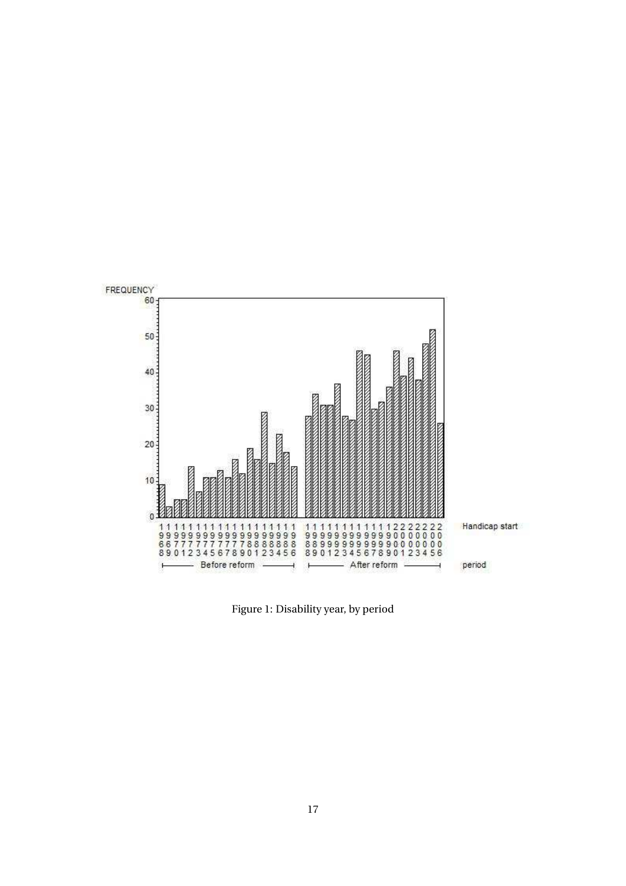Figure 1: Disability year, by period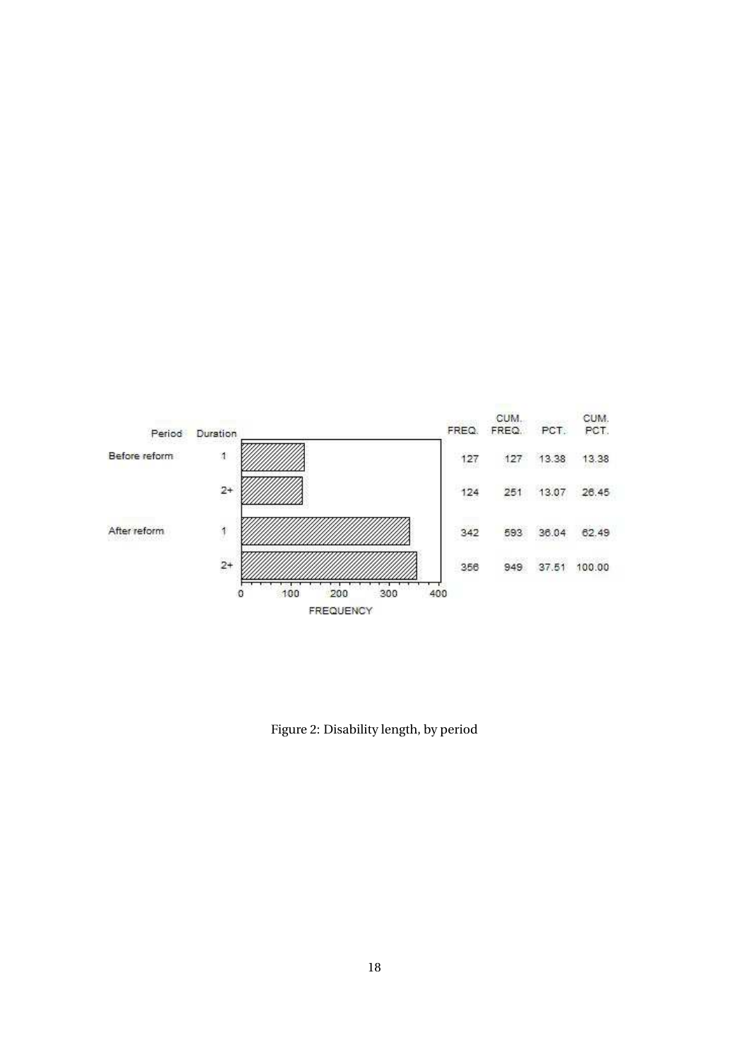Period Duration

Before reform 1

2+

After reform 1

2+

0 100 200 300 400

FREQUENCY

FREQ. CUM. FREQ. PCT. CUM. PCT.

127 127 13.38 13.38

124 251 13.07 26.45

342 593 36.04 62.49

356 949 37.51 100.00

Figure 2: Disability length, by period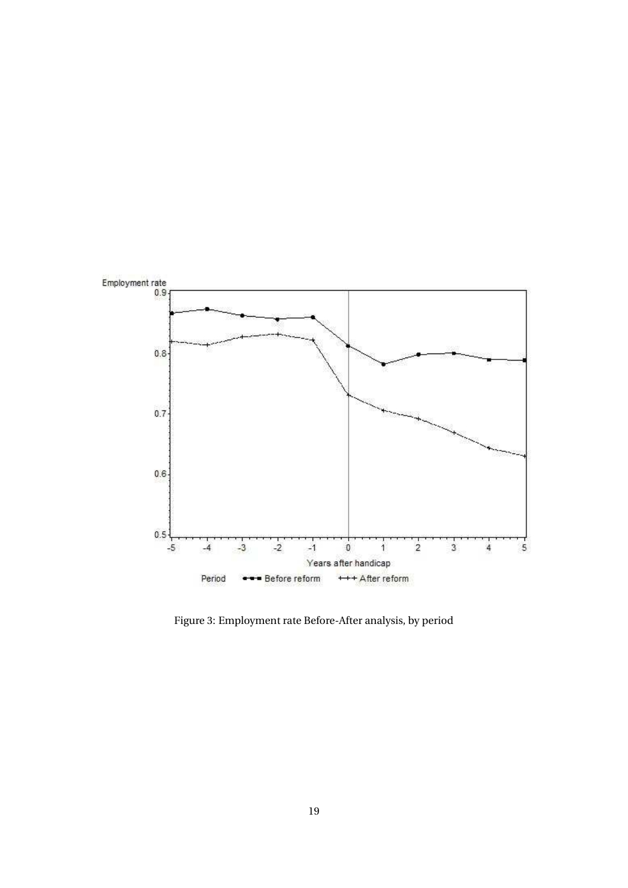Employment rate

0.9

0.8

0.7

0.6

0.5

-5 -4 -3 -2 -1 0 1 2 3 4 5

Years after handicap

Period Before reform After reform

Figure 3: Employment rate Before-After analysis, by period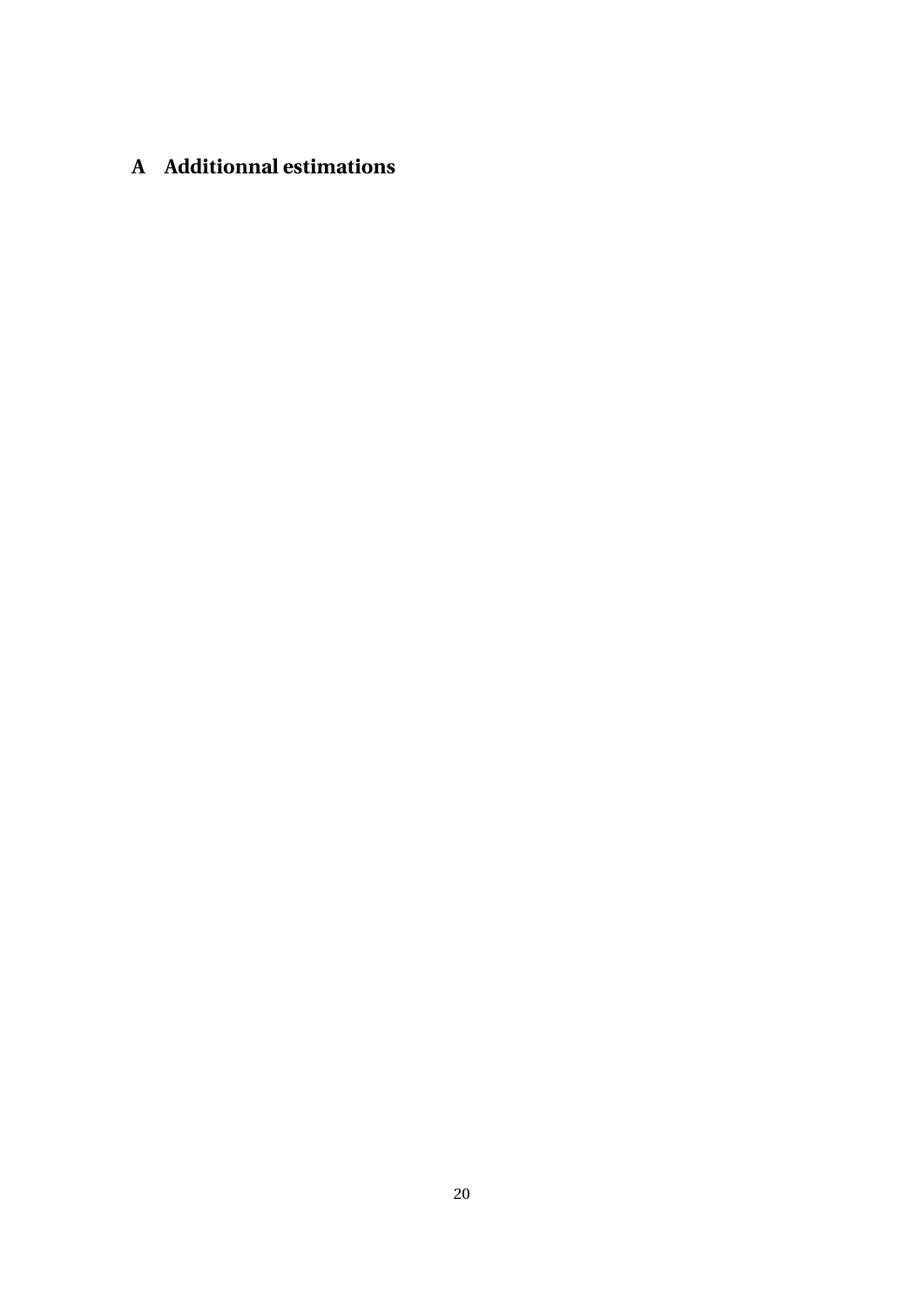# A Additionnal estimations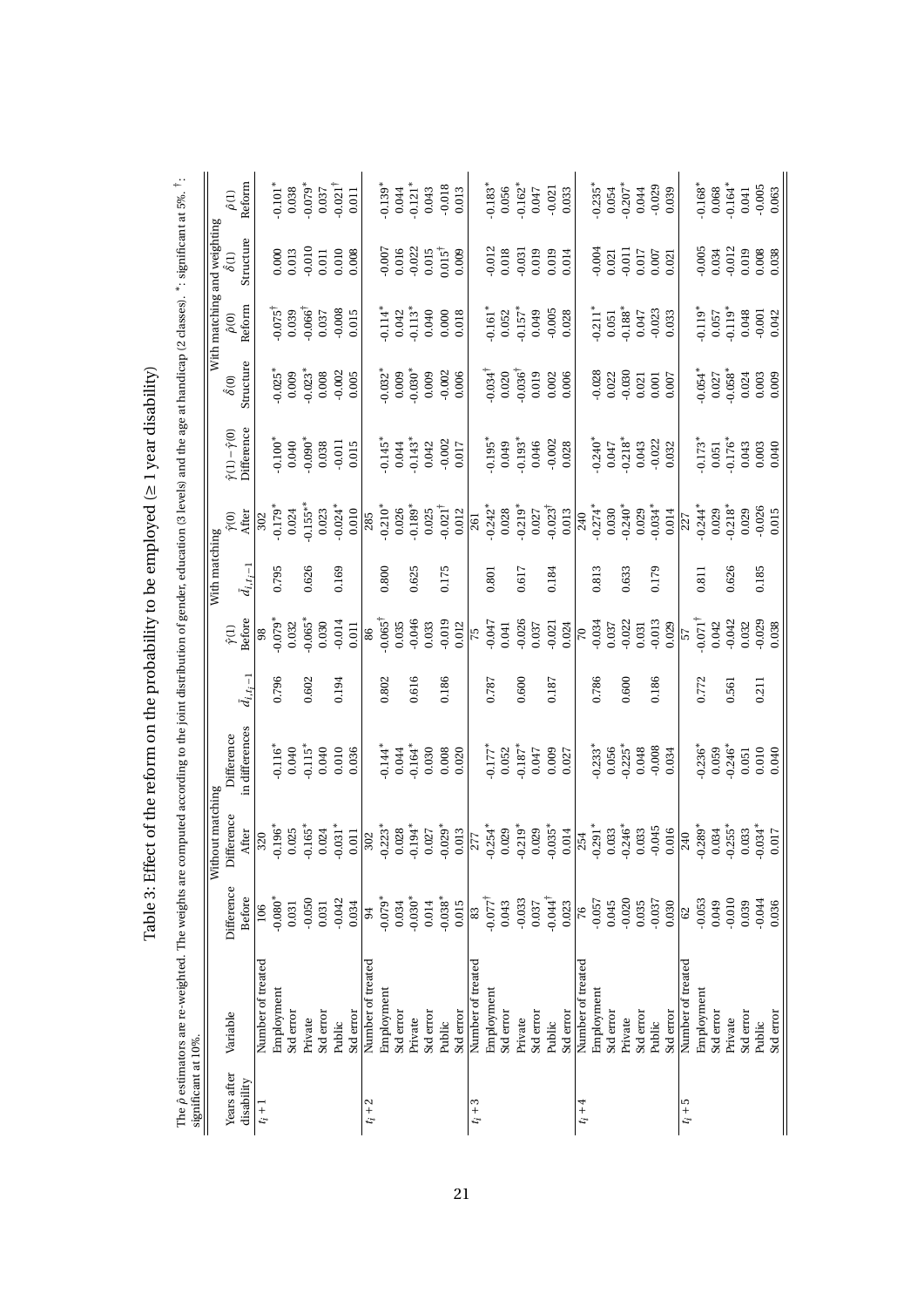# Table 3: Effect of the reform on the probability to be employed ($\geq$ 1 year disability)

The $\hat{\rho}$ estimators are re-weighted. The weights are computed according to the joint distribution of gender, education (3 levels) and the age at handicap (2 classes). *: significant at 5%. †: significant at 10%.

| Years after disability | Variable | Without matching | | | | | | With matching | | | | With matching and weighting | | | |
|---|---|---|---|---|---|---|---|---|---|---|---|---|---|---|---|
| | | Difference Before | Difference After | Difference in differences | $\bar{d}_{i,t_i-1}$ | $\hat{\gamma}(1)$ Before | $\bar{d}_{i,t_i-1}$ | $\hat{\gamma}(0)$ After | $\hat{\gamma}(1)-\hat{\gamma}(0)$ Difference | $\hat{\delta}(0)$ Structure | $\hat{\rho}(0)$ Reform | $\hat{\delta}(1)$ Structure | $\hat{\rho}(1)$ Reform |
| $t_i+1$ | Number of treated | 106 | 320 | | | 98 | | 302 | | | | | |
| | Employment | -0.080* | -0.196* | -0.116* | 0.796 | -0.079* | 0.795 | -0.179* | -0.100* | -0.025* | -0.075† | 0.000 | -0.101* |
| | Std error | 0.031 | 0.025 | 0.040 | | 0.032 | | 0.024 | 0.040 | 0.009 | 0.039 | 0.013 | 0.038 |
| | Private | -0.050 | -0.165* | -0.115* | 0.602 | -0.065* | 0.626 | -0.155** | -0.090* | -0.023* | -0.066† | -0.010 | -0.079* |
| | Std error | 0.031 | 0.024 | 0.040 | | 0.030 | | 0.023 | 0.038 | 0.008 | 0.037 | 0.011 | 0.037 |
| | Public | -0.042 | -0.031* | 0.010 | 0.194 | -0.014 | 0.169 | -0.024* | -0.011 | -0.002 | -0.008 | 0.010 | -0.021† |
| | Std error | 0.034 | 0.011 | 0.036 | | 0.011 | | 0.010 | 0.015 | 0.005 | 0.015 | 0.008 | 0.011 |
| $t_i+2$ | Number of treated | 94 | 302 | | | 86 | | 285 | | | | | |
| | Employment | -0.079* | -0.223* | -0.144* | 0.802 | -0.065† | 0.800 | -0.210* | -0.145* | -0.032* | -0.114* | -0.007 | -0.139* |
| | Std error | 0.034 | 0.028 | 0.044 | | 0.035 | | 0.026 | 0.044 | 0.009 | 0.042 | 0.016 | 0.044 |
| | Private | -0.030* | -0.194* | -0.164* | 0.616 | -0.046 | 0.625 | -0.189* | -0.143* | -0.030* | -0.113* | -0.022 | -0.121* |
| | Std error | 0.014 | 0.027 | 0.030 | | 0.033 | | 0.025 | 0.042 | 0.009 | 0.040 | 0.015 | 0.043 |
| | Public | -0.038* | -0.029* | 0.008 | 0.186 | -0.019 | 0.175 | -0.021† | -0.002 | -0.002 | 0.000 | 0.015† | -0.018 |
| | Std error | 0.015 | 0.013 | 0.020 | | 0.012 | | 0.012 | 0.017 | 0.006 | 0.018 | 0.009 | 0.013 |
| $t_i+3$ | Number of treated | 83 | 277 | | | 75 | | 261 | | | | | |
| | Employment | -0.077† | -0.254* | -0.177* | 0.787 | -0.047 | 0.801 | -0.242* | -0.195* | -0.034† | -0.161* | -0.012 | -0.183* |
| | Std error | 0.043 | 0.029 | 0.052 | | 0.041 | | 0.028 | 0.049 | 0.020 | 0.052 | 0.018 | 0.056 |
| | Private | -0.033 | -0.219* | -0.187* | 0.600 | -0.026 | 0.617 | -0.219* | -0.193* | -0.036† | -0.157* | -0.031 | -0.162* |
| | Std error | 0.037 | 0.029 | 0.047 | | 0.037 | | 0.027 | 0.046 | 0.019 | 0.049 | 0.019 | 0.047 |
| | Public | -0.044† | -0.035* | 0.009 | 0.187 | -0.021 | 0.184 | -0.023† | -0.002 | 0.002 | -0.005 | 0.019 | -0.021 |
| | Std error | 0.023 | 0.014 | 0.027 | | 0.024 | | 0.013 | 0.028 | 0.006 | 0.028 | 0.014 | 0.033 |
| $t_i+4$ | Number of treated | 76 | 254 | | | 70 | | 240 | | | | | |
| | Employment | -0.057 | -0.291* | -0.233* | 0.786 | -0.034 | 0.813 | -0.274* | -0.240* | -0.028 | -0.211* | -0.004 | -0.235* |
| | Std error | 0.045 | 0.033 | 0.056 | | 0.037 | | 0.030 | 0.047 | 0.022 | 0.051 | 0.021 | 0.054 |
| | Private | -0.020 | -0.246* | -0.225* | 0.600 | -0.022 | 0.633 | -0.240* | -0.218* | -0.030 | -0.188* | -0.011 | -0.207* |
| | Std error | 0.035 | 0.033 | 0.048 | | 0.031 | | 0.029 | 0.043 | 0.021 | 0.047 | 0.017 | 0.044 |
| | Public | -0.037 | -0.045 | -0.008 | 0.186 | -0.013 | 0.179 | -0.034* | -0.022 | 0.001 | -0.023 | 0.007 | -0.029 |
| | Std error | 0.030 | 0.016 | 0.034 | | 0.029 | | 0.014 | 0.032 | 0.007 | 0.033 | 0.021 | 0.039 |
| $t_i+5$ | Number of treated | 62 | 240 | | | 57 | | 227 | | | | | |
| | Employment | -0.053 | -0.289* | -0.236* | 0.772 | -0.071† | 0.811 | -0.244* | -0.173* | -0.054* | -0.119* | -0.005 | -0.168* |
| | Std error | 0.049 | 0.034 | 0.059 | | 0.042 | | 0.029 | 0.051 | 0.027 | 0.057 | 0.034 | 0.068 |
| | Private | -0.010 | -0.255* | -0.246* | 0.561 | -0.042 | 0.626 | -0.218* | -0.176* | -0.058* | -0.119* | -0.012 | -0.164* |
| | Std error | 0.039 | 0.033 | 0.051 | | 0.032 | | 0.029 | 0.043 | 0.024 | 0.048 | 0.019 | 0.041 |
| | Public | -0.044 | -0.034* | 0.010 | 0.211 | -0.029 | 0.185 | -0.026 | 0.003 | 0.003 | -0.001 | 0.008 | -0.005 |
| | Std error | 0.036 | 0.017 | 0.040 | | 0.038 | | 0.015 | 0.040 | 0.009 | 0.042 | 0.038 | 0.063 |